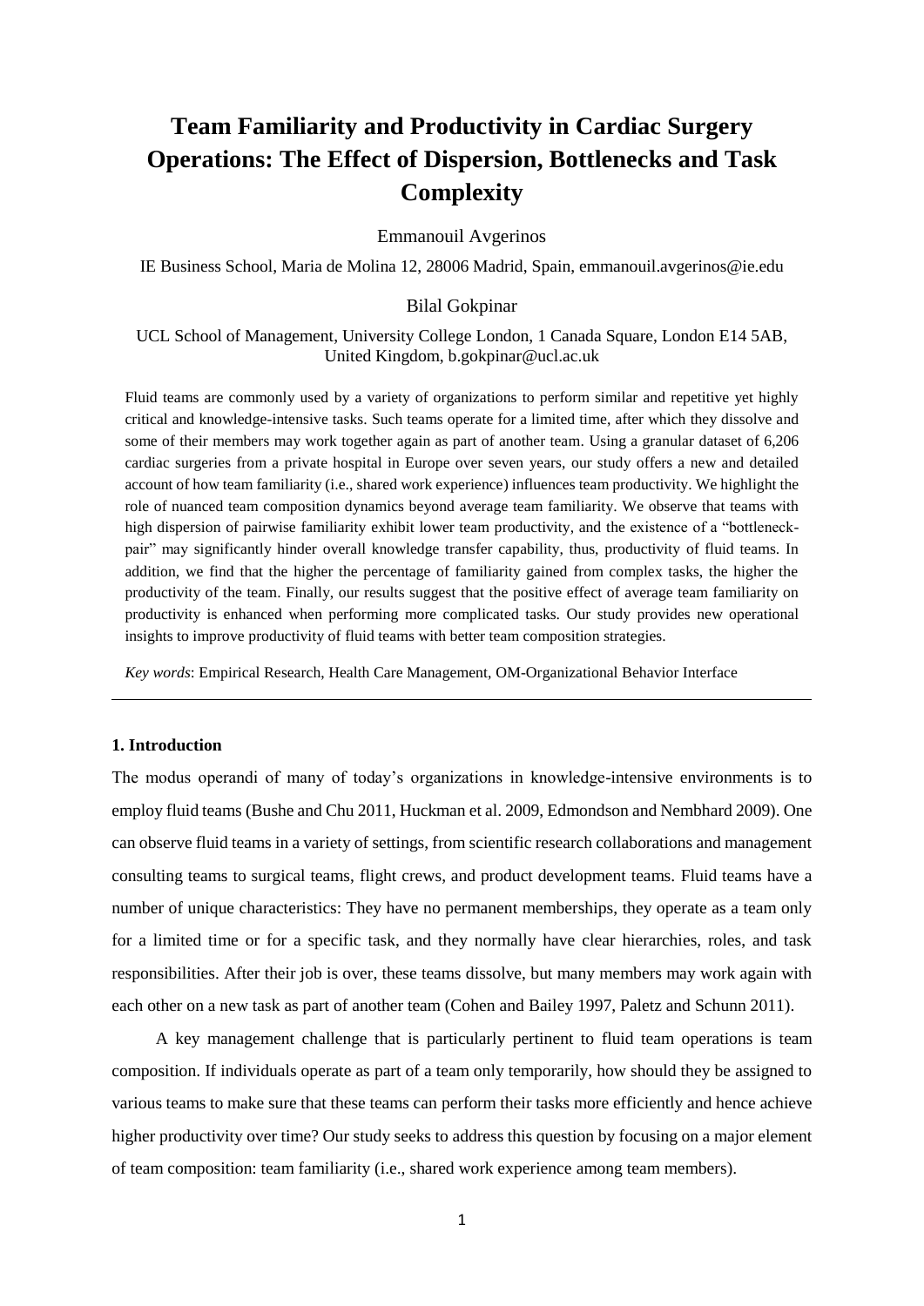# Team Familiarity and Productivity in Cardiac Surgery Operations: The Effect of Dispersion, Bottlenecks and Task Complexity

Emmanouil Avgerinos

IE Business School, Maria de Molina 12, 28006 Madrid, Spain, emmanouil.avgerinos@ie.edu

Bilal Gokpinar

UCL School of Management, University College London, 1 Canada Square, London E14 5AB, United Kingdom, b.gokpinar@ucl.ac.uk

Fluid teams are commonly used by a variety of organizations to perform similar and repetitive yet highly critical and knowledge-intensive tasks. Such teams operate for a limited time, after which they dissolve and some of their members may work together again as part of another team. Using a granular dataset of 6,206 cardiac surgeries from a private hospital in Europe over seven years, our study offers a new and detailed account of how team familiarity (i.e., shared work experience) influences team productivity. We highlight the role of nuanced team composition dynamics beyond average team familiarity. We observe that teams with high dispersion of pairwise familiarity exhibit lower team productivity, and the existence of a "bottleneck-pair" may significantly hinder overall knowledge transfer capability, thus, productivity of fluid teams. In addition, we find that the higher the percentage of familiarity gained from complex tasks, the higher the productivity of the team. Finally, our results suggest that the positive effect of average team familiarity on productivity is enhanced when performing more complicated tasks. Our study provides new operational insights to improve productivity of fluid teams with better team composition strategies.

*Key words*: Empirical Research, Health Care Management, OM-Organizational Behavior Interface

## 1. Introduction

The modus operandi of many of today's organizations in knowledge-intensive environments is to employ fluid teams (Bushe and Chu 2011, Huckman et al. 2009, Edmondson and Nembhard 2009). One can observe fluid teams in a variety of settings, from scientific research collaborations and management consulting teams to surgical teams, flight crews, and product development teams. Fluid teams have a number of unique characteristics: They have no permanent memberships, they operate as a team only for a limited time or for a specific task, and they normally have clear hierarchies, roles, and task responsibilities. After their job is over, these teams dissolve, but many members may work again with each other on a new task as part of another team (Cohen and Bailey 1997, Paletz and Schunn 2011).

A key management challenge that is particularly pertinent to fluid team operations is team composition. If individuals operate as part of a team only temporarily, how should they be assigned to various teams to make sure that these teams can perform their tasks more efficiently and hence achieve higher productivity over time? Our study seeks to address this question by focusing on a major element of team composition: team familiarity (i.e., shared work experience among team members).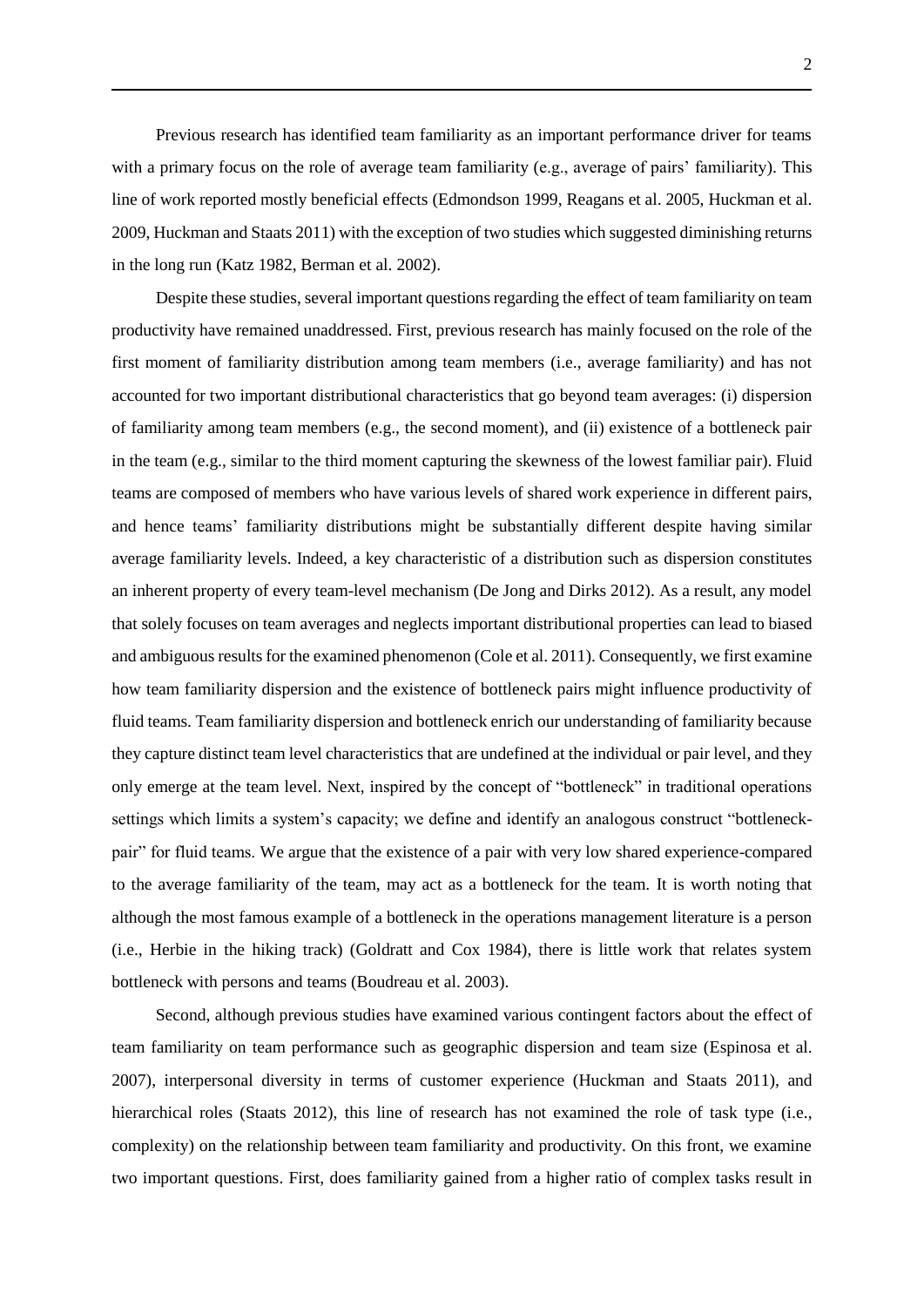Previous research has identified team familiarity as an important performance driver for teams with a primary focus on the role of average team familiarity (e.g., average of pairs' familiarity). This line of work reported mostly beneficial effects (Edmondson 1999, Reagans et al. 2005, Huckman et al. 2009, Huckman and Staats 2011) with the exception of two studies which suggested diminishing returns in the long run (Katz 1982, Berman et al. 2002).

Despite these studies, several important questions regarding the effect of team familiarity on team productivity have remained unaddressed. First, previous research has mainly focused on the role of the first moment of familiarity distribution among team members (i.e., average familiarity) and has not accounted for two important distributional characteristics that go beyond team averages: (i) dispersion of familiarity among team members (e.g., the second moment), and (ii) existence of a bottleneck pair in the team (e.g., similar to the third moment capturing the skewness of the lowest familiar pair). Fluid teams are composed of members who have various levels of shared work experience in different pairs, and hence teams' familiarity distributions might be substantially different despite having similar average familiarity levels. Indeed, a key characteristic of a distribution such as dispersion constitutes an inherent property of every team-level mechanism (De Jong and Dirks 2012). As a result, any model that solely focuses on team averages and neglects important distributional properties can lead to biased and ambiguous results for the examined phenomenon (Cole et al. 2011). Consequently, we first examine how team familiarity dispersion and the existence of bottleneck pairs might influence productivity of fluid teams. Team familiarity dispersion and bottleneck enrich our understanding of familiarity because they capture distinct team level characteristics that are undefined at the individual or pair level, and they only emerge at the team level. Next, inspired by the concept of "bottleneck" in traditional operations settings which limits a system's capacity; we define and identify an analogous construct "bottleneck-pair" for fluid teams. We argue that the existence of a pair with very low shared experience-compared to the average familiarity of the team, may act as a bottleneck for the team. It is worth noting that although the most famous example of a bottleneck in the operations management literature is a person (i.e., Herbie in the hiking track) (Goldratt and Cox 1984), there is little work that relates system bottleneck with persons and teams (Boudreau et al. 2003).

Second, although previous studies have examined various contingent factors about the effect of team familiarity on team performance such as geographic dispersion and team size (Espinosa et al. 2007), interpersonal diversity in terms of customer experience (Huckman and Staats 2011), and hierarchical roles (Staats 2012), this line of research has not examined the role of task type (i.e., complexity) on the relationship between team familiarity and productivity. On this front, we examine two important questions. First, does familiarity gained from a higher ratio of complex tasks result in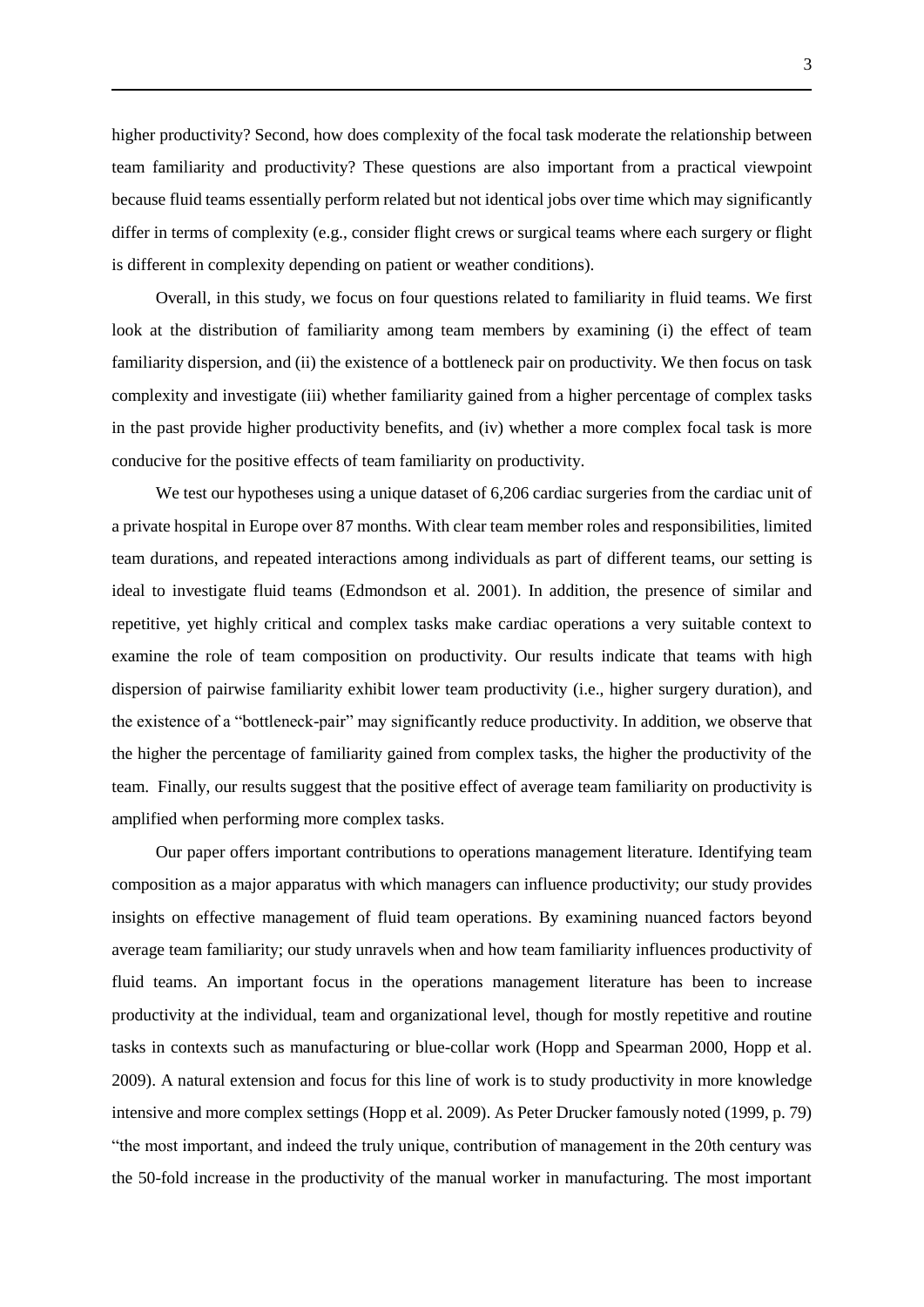higher productivity? Second, how does complexity of the focal task moderate the relationship between team familiarity and productivity? These questions are also important from a practical viewpoint because fluid teams essentially perform related but not identical jobs over time which may significantly differ in terms of complexity (e.g., consider flight crews or surgical teams where each surgery or flight is different in complexity depending on patient or weather conditions).

Overall, in this study, we focus on four questions related to familiarity in fluid teams. We first look at the distribution of familiarity among team members by examining (i) the effect of team familiarity dispersion, and (ii) the existence of a bottleneck pair on productivity. We then focus on task complexity and investigate (iii) whether familiarity gained from a higher percentage of complex tasks in the past provide higher productivity benefits, and (iv) whether a more complex focal task is more conducive for the positive effects of team familiarity on productivity.

We test our hypotheses using a unique dataset of 6,206 cardiac surgeries from the cardiac unit of a private hospital in Europe over 87 months. With clear team member roles and responsibilities, limited team durations, and repeated interactions among individuals as part of different teams, our setting is ideal to investigate fluid teams (Edmondson et al. 2001). In addition, the presence of similar and repetitive, yet highly critical and complex tasks make cardiac operations a very suitable context to examine the role of team composition on productivity. Our results indicate that teams with high dispersion of pairwise familiarity exhibit lower team productivity (i.e., higher surgery duration), and the existence of a "bottleneck-pair" may significantly reduce productivity. In addition, we observe that the higher the percentage of familiarity gained from complex tasks, the higher the productivity of the team. Finally, our results suggest that the positive effect of average team familiarity on productivity is amplified when performing more complex tasks.

Our paper offers important contributions to operations management literature. Identifying team composition as a major apparatus with which managers can influence productivity; our study provides insights on effective management of fluid team operations. By examining nuanced factors beyond average team familiarity; our study unravels when and how team familiarity influences productivity of fluid teams. An important focus in the operations management literature has been to increase productivity at the individual, team and organizational level, though for mostly repetitive and routine tasks in contexts such as manufacturing or blue-collar work (Hopp and Spearman 2000, Hopp et al. 2009). A natural extension and focus for this line of work is to study productivity in more knowledge intensive and more complex settings (Hopp et al. 2009). As Peter Drucker famously noted (1999, p. 79) "the most important, and indeed the truly unique, contribution of management in the 20th century was the 50-fold increase in the productivity of the manual worker in manufacturing. The most important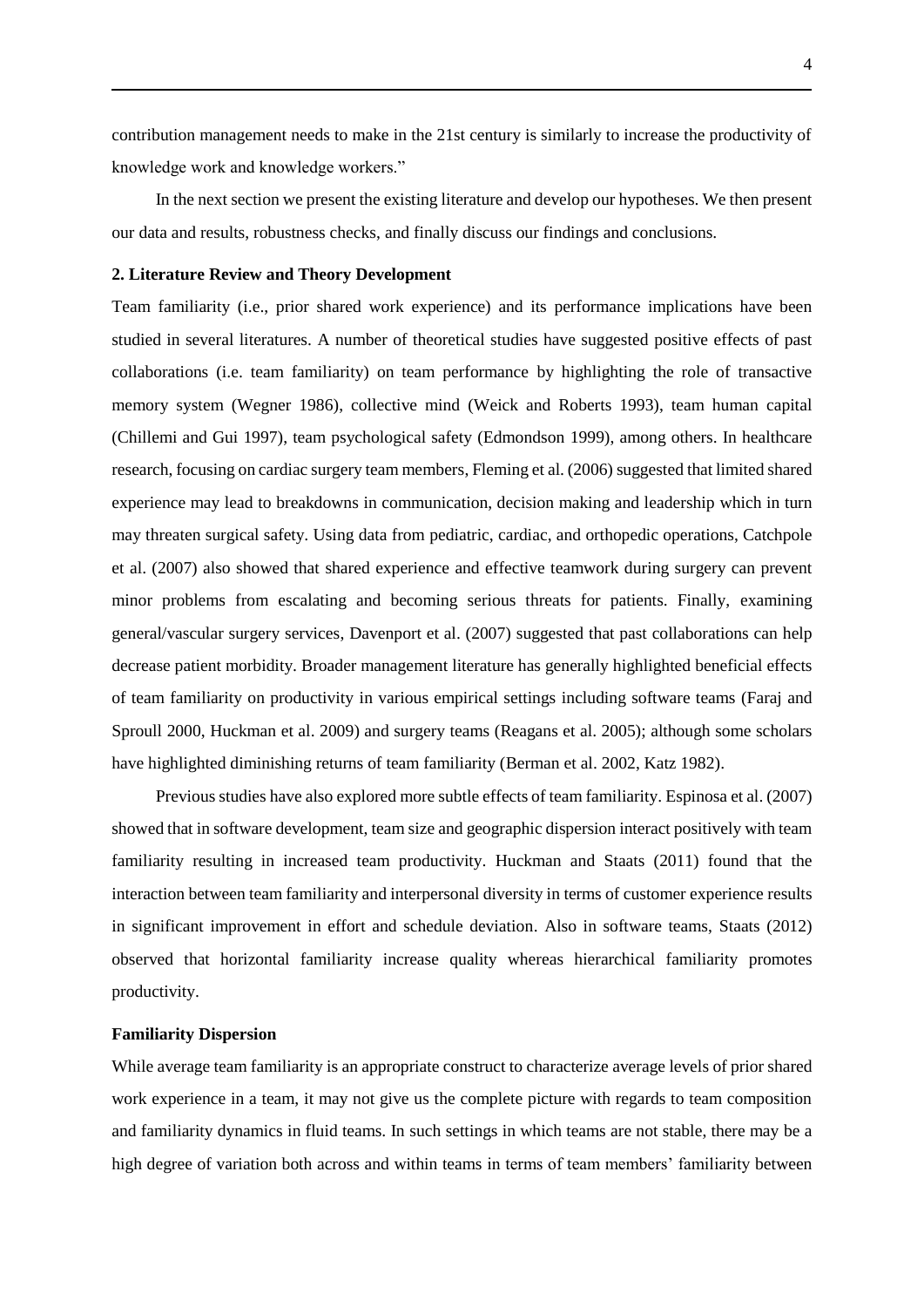contribution management needs to make in the 21st century is similarly to increase the productivity of knowledge work and knowledge workers."

In the next section we present the existing literature and develop our hypotheses. We then present our data and results, robustness checks, and finally discuss our findings and conclusions.

## 2. Literature Review and Theory Development

Team familiarity (i.e., prior shared work experience) and its performance implications have been studied in several literatures. A number of theoretical studies have suggested positive effects of past collaborations (i.e. team familiarity) on team performance by highlighting the role of transactive memory system (Wegner 1986), collective mind (Weick and Roberts 1993), team human capital (Chillemi and Gui 1997), team psychological safety (Edmondson 1999), among others. In healthcare research, focusing on cardiac surgery team members, Fleming et al. (2006) suggested that limited shared experience may lead to breakdowns in communication, decision making and leadership which in turn may threaten surgical safety. Using data from pediatric, cardiac, and orthopedic operations, Catchpole et al. (2007) also showed that shared experience and effective teamwork during surgery can prevent minor problems from escalating and becoming serious threats for patients. Finally, examining general/vascular surgery services, Davenport et al. (2007) suggested that past collaborations can help decrease patient morbidity. Broader management literature has generally highlighted beneficial effects of team familiarity on productivity in various empirical settings including software teams (Faraj and Sproull 2000, Huckman et al. 2009) and surgery teams (Reagans et al. 2005); although some scholars have highlighted diminishing returns of team familiarity (Berman et al. 2002, Katz 1982).

Previous studies have also explored more subtle effects of team familiarity. Espinosa et al. (2007) showed that in software development, team size and geographic dispersion interact positively with team familiarity resulting in increased team productivity. Huckman and Staats (2011) found that the interaction between team familiarity and interpersonal diversity in terms of customer experience results in significant improvement in effort and schedule deviation. Also in software teams, Staats (2012) observed that horizontal familiarity increase quality whereas hierarchical familiarity promotes productivity.

### Familiarity Dispersion

While average team familiarity is an appropriate construct to characterize average levels of prior shared work experience in a team, it may not give us the complete picture with regards to team composition and familiarity dynamics in fluid teams. In such settings in which teams are not stable, there may be a high degree of variation both across and within teams in terms of team members' familiarity between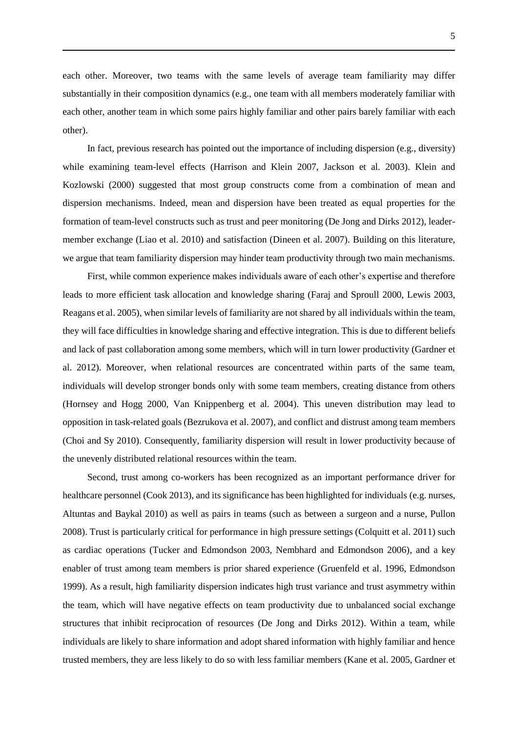each other. Moreover, two teams with the same levels of average team familiarity may differ substantially in their composition dynamics (e.g., one team with all members moderately familiar with each other, another team in which some pairs highly familiar and other pairs barely familiar with each other).

In fact, previous research has pointed out the importance of including dispersion (e.g., diversity) while examining team-level effects (Harrison and Klein 2007, Jackson et al. 2003). Klein and Kozlowski (2000) suggested that most group constructs come from a combination of mean and dispersion mechanisms. Indeed, mean and dispersion have been treated as equal properties for the formation of team-level constructs such as trust and peer monitoring (De Jong and Dirks 2012), leader-member exchange (Liao et al. 2010) and satisfaction (Dineen et al. 2007). Building on this literature, we argue that team familiarity dispersion may hinder team productivity through two main mechanisms.

First, while common experience makes individuals aware of each other's expertise and therefore leads to more efficient task allocation and knowledge sharing (Faraj and Sproull 2000, Lewis 2003, Reagans et al. 2005), when similar levels of familiarity are not shared by all individuals within the team, they will face difficulties in knowledge sharing and effective integration. This is due to different beliefs and lack of past collaboration among some members, which will in turn lower productivity (Gardner et al. 2012). Moreover, when relational resources are concentrated within parts of the same team, individuals will develop stronger bonds only with some team members, creating distance from others (Hornsey and Hogg 2000, Van Knippenberg et al. 2004). This uneven distribution may lead to opposition in task-related goals (Bezrukova et al. 2007), and conflict and distrust among team members (Choi and Sy 2010). Consequently, familiarity dispersion will result in lower productivity because of the unevenly distributed relational resources within the team.

Second, trust among co-workers has been recognized as an important performance driver for healthcare personnel (Cook 2013), and its significance has been highlighted for individuals (e.g. nurses, Altuntas and Baykal 2010) as well as pairs in teams (such as between a surgeon and a nurse, Pullon 2008). Trust is particularly critical for performance in high pressure settings (Colquitt et al. 2011) such as cardiac operations (Tucker and Edmondson 2003, Nembhard and Edmondson 2006), and a key enabler of trust among team members is prior shared experience (Gruenfeld et al. 1996, Edmondson 1999). As a result, high familiarity dispersion indicates high trust variance and trust asymmetry within the team, which will have negative effects on team productivity due to unbalanced social exchange structures that inhibit reciprocation of resources (De Jong and Dirks 2012). Within a team, while individuals are likely to share information and adopt shared information with highly familiar and hence trusted members, they are less likely to do so with less familiar members (Kane et al. 2005, Gardner et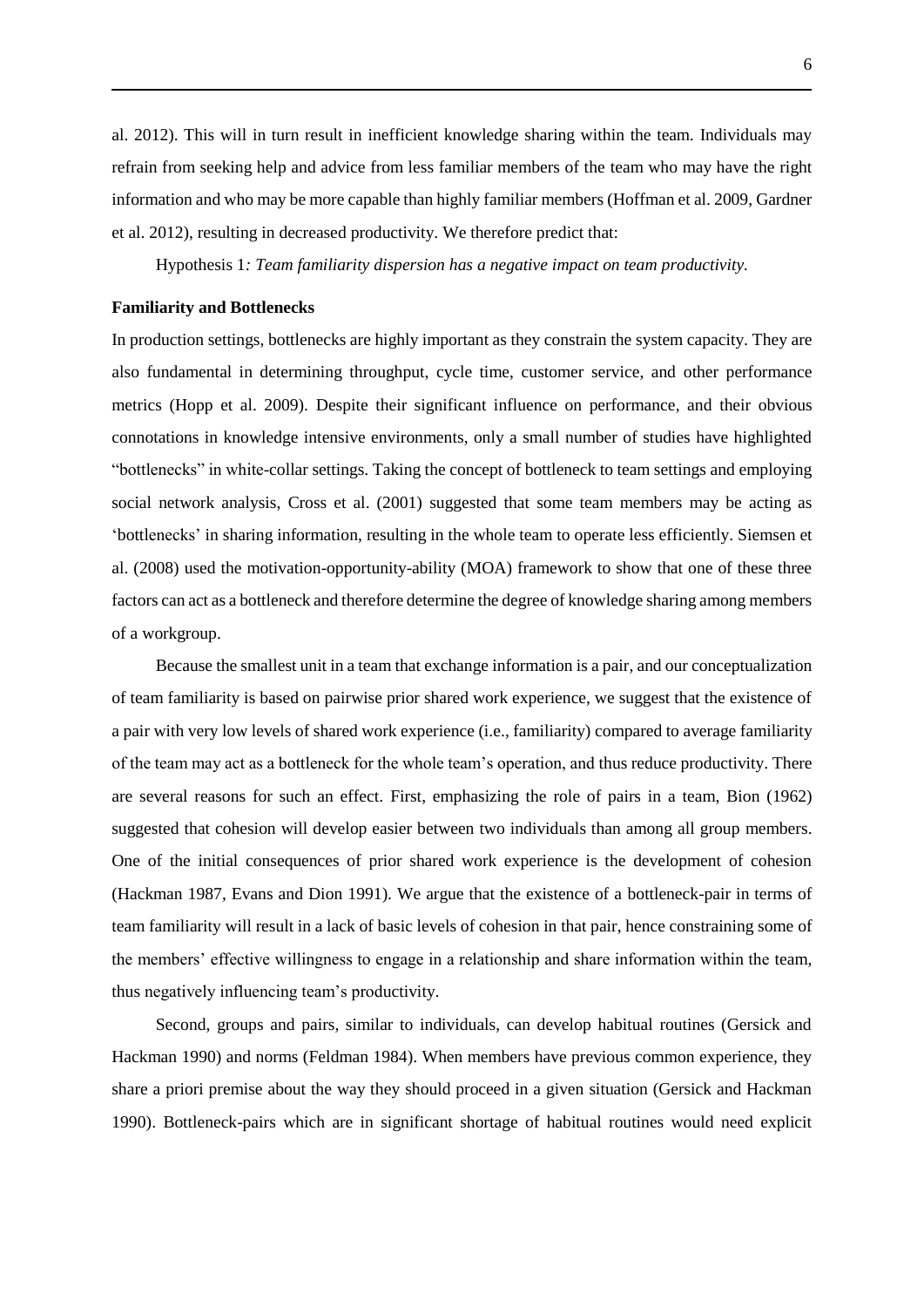al. 2012). This will in turn result in inefficient knowledge sharing within the team. Individuals may refrain from seeking help and advice from less familiar members of the team who may have the right information and who may be more capable than highly familiar members (Hoffman et al. 2009, Gardner et al. 2012), resulting in decreased productivity. We therefore predict that:

Hypothesis 1*: Team familiarity dispersion has a negative impact on team productivity.*

**Familiarity and Bottlenecks**

In production settings, bottlenecks are highly important as they constrain the system capacity. They are also fundamental in determining throughput, cycle time, customer service, and other performance metrics (Hopp et al. 2009). Despite their significant influence on performance, and their obvious connotations in knowledge intensive environments, only a small number of studies have highlighted "bottlenecks" in white-collar settings. Taking the concept of bottleneck to team settings and employing social network analysis, Cross et al. (2001) suggested that some team members may be acting as 'bottlenecks' in sharing information, resulting in the whole team to operate less efficiently. Siemsen et al. (2008) used the motivation-opportunity-ability (MOA) framework to show that one of these three factors can act as a bottleneck and therefore determine the degree of knowledge sharing among members of a workgroup.

Because the smallest unit in a team that exchange information is a pair, and our conceptualization of team familiarity is based on pairwise prior shared work experience, we suggest that the existence of a pair with very low levels of shared work experience (i.e., familiarity) compared to average familiarity of the team may act as a bottleneck for the whole team's operation, and thus reduce productivity. There are several reasons for such an effect. First, emphasizing the role of pairs in a team, Bion (1962) suggested that cohesion will develop easier between two individuals than among all group members. One of the initial consequences of prior shared work experience is the development of cohesion (Hackman 1987, Evans and Dion 1991). We argue that the existence of a bottleneck-pair in terms of team familiarity will result in a lack of basic levels of cohesion in that pair, hence constraining some of the members' effective willingness to engage in a relationship and share information within the team, thus negatively influencing team's productivity.

Second, groups and pairs, similar to individuals, can develop habitual routines (Gersick and Hackman 1990) and norms (Feldman 1984). When members have previous common experience, they share a priori premise about the way they should proceed in a given situation (Gersick and Hackman 1990). Bottleneck-pairs which are in significant shortage of habitual routines would need explicit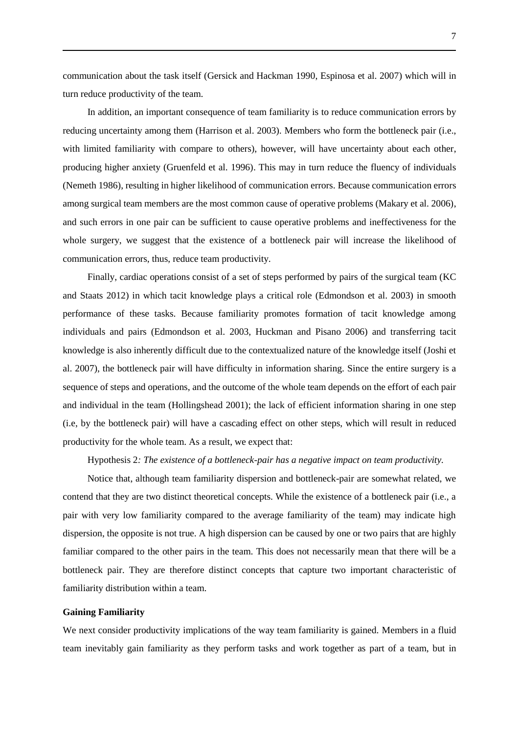communication about the task itself (Gersick and Hackman 1990, Espinosa et al. 2007) which will in turn reduce productivity of the team.

In addition, an important consequence of team familiarity is to reduce communication errors by reducing uncertainty among them (Harrison et al. 2003). Members who form the bottleneck pair (i.e., with limited familiarity with compare to others), however, will have uncertainty about each other, producing higher anxiety (Gruenfeld et al. 1996). This may in turn reduce the fluency of individuals (Nemeth 1986), resulting in higher likelihood of communication errors. Because communication errors among surgical team members are the most common cause of operative problems (Makary et al. 2006), and such errors in one pair can be sufficient to cause operative problems and ineffectiveness for the whole surgery, we suggest that the existence of a bottleneck pair will increase the likelihood of communication errors, thus, reduce team productivity.

Finally, cardiac operations consist of a set of steps performed by pairs of the surgical team (KC and Staats 2012) in which tacit knowledge plays a critical role (Edmondson et al. 2003) in smooth performance of these tasks. Because familiarity promotes formation of tacit knowledge among individuals and pairs (Edmondson et al. 2003, Huckman and Pisano 2006) and transferring tacit knowledge is also inherently difficult due to the contextualized nature of the knowledge itself (Joshi et al. 2007), the bottleneck pair will have difficulty in information sharing. Since the entire surgery is a sequence of steps and operations, and the outcome of the whole team depends on the effort of each pair and individual in the team (Hollingshead 2001); the lack of efficient information sharing in one step (i.e, by the bottleneck pair) will have a cascading effect on other steps, which will result in reduced productivity for the whole team. As a result, we expect that:

Hypothesis 2*: The existence of a bottleneck-pair has a negative impact on team productivity.*

Notice that, although team familiarity dispersion and bottleneck-pair are somewhat related, we contend that they are two distinct theoretical concepts. While the existence of a bottleneck pair (i.e., a pair with very low familiarity compared to the average familiarity of the team) may indicate high dispersion, the opposite is not true. A high dispersion can be caused by one or two pairs that are highly familiar compared to the other pairs in the team. This does not necessarily mean that there will be a bottleneck pair. They are therefore distinct concepts that capture two important characteristic of familiarity distribution within a team.

**Gaining Familiarity**

We next consider productivity implications of the way team familiarity is gained. Members in a fluid team inevitably gain familiarity as they perform tasks and work together as part of a team, but in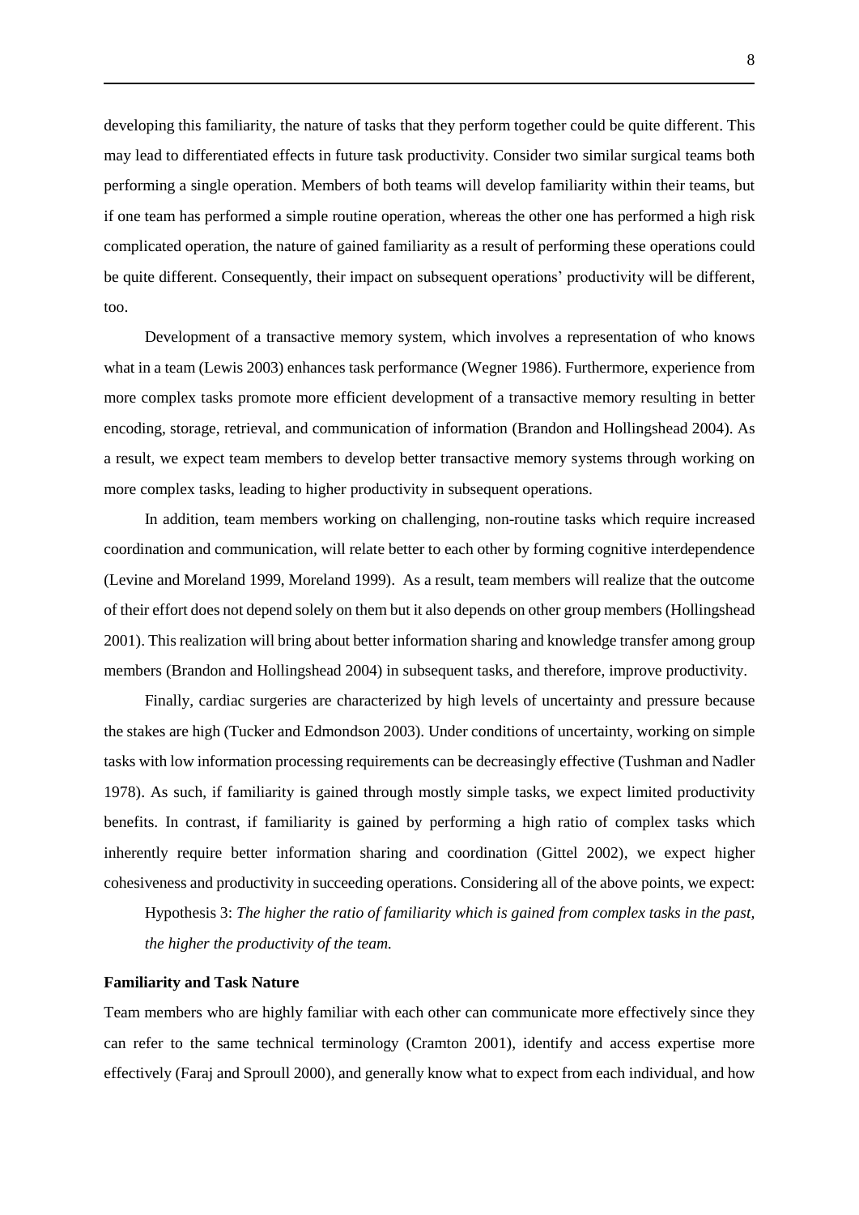developing this familiarity, the nature of tasks that they perform together could be quite different. This may lead to differentiated effects in future task productivity. Consider two similar surgical teams both performing a single operation. Members of both teams will develop familiarity within their teams, but if one team has performed a simple routine operation, whereas the other one has performed a high risk complicated operation, the nature of gained familiarity as a result of performing these operations could be quite different. Consequently, their impact on subsequent operations' productivity will be different, too.

Development of a transactive memory system, which involves a representation of who knows what in a team (Lewis 2003) enhances task performance (Wegner 1986). Furthermore, experience from more complex tasks promote more efficient development of a transactive memory resulting in better encoding, storage, retrieval, and communication of information (Brandon and Hollingshead 2004). As a result, we expect team members to develop better transactive memory systems through working on more complex tasks, leading to higher productivity in subsequent operations.

In addition, team members working on challenging, non-routine tasks which require increased coordination and communication, will relate better to each other by forming cognitive interdependence (Levine and Moreland 1999, Moreland 1999). As a result, team members will realize that the outcome of their effort does not depend solely on them but it also depends on other group members (Hollingshead 2001). This realization will bring about better information sharing and knowledge transfer among group members (Brandon and Hollingshead 2004) in subsequent tasks, and therefore, improve productivity.

Finally, cardiac surgeries are characterized by high levels of uncertainty and pressure because the stakes are high (Tucker and Edmondson 2003). Under conditions of uncertainty, working on simple tasks with low information processing requirements can be decreasingly effective (Tushman and Nadler 1978). As such, if familiarity is gained through mostly simple tasks, we expect limited productivity benefits. In contrast, if familiarity is gained by performing a high ratio of complex tasks which inherently require better information sharing and coordination (Gittel 2002), we expect higher cohesiveness and productivity in succeeding operations. Considering all of the above points, we expect:

Hypothesis 3: *The higher the ratio of familiarity which is gained from complex tasks in the past, the higher the productivity of the team.*

**Familiarity and Task Nature**

Team members who are highly familiar with each other can communicate more effectively since they can refer to the same technical terminology (Cramton 2001), identify and access expertise more effectively (Faraj and Sproull 2000), and generally know what to expect from each individual, and how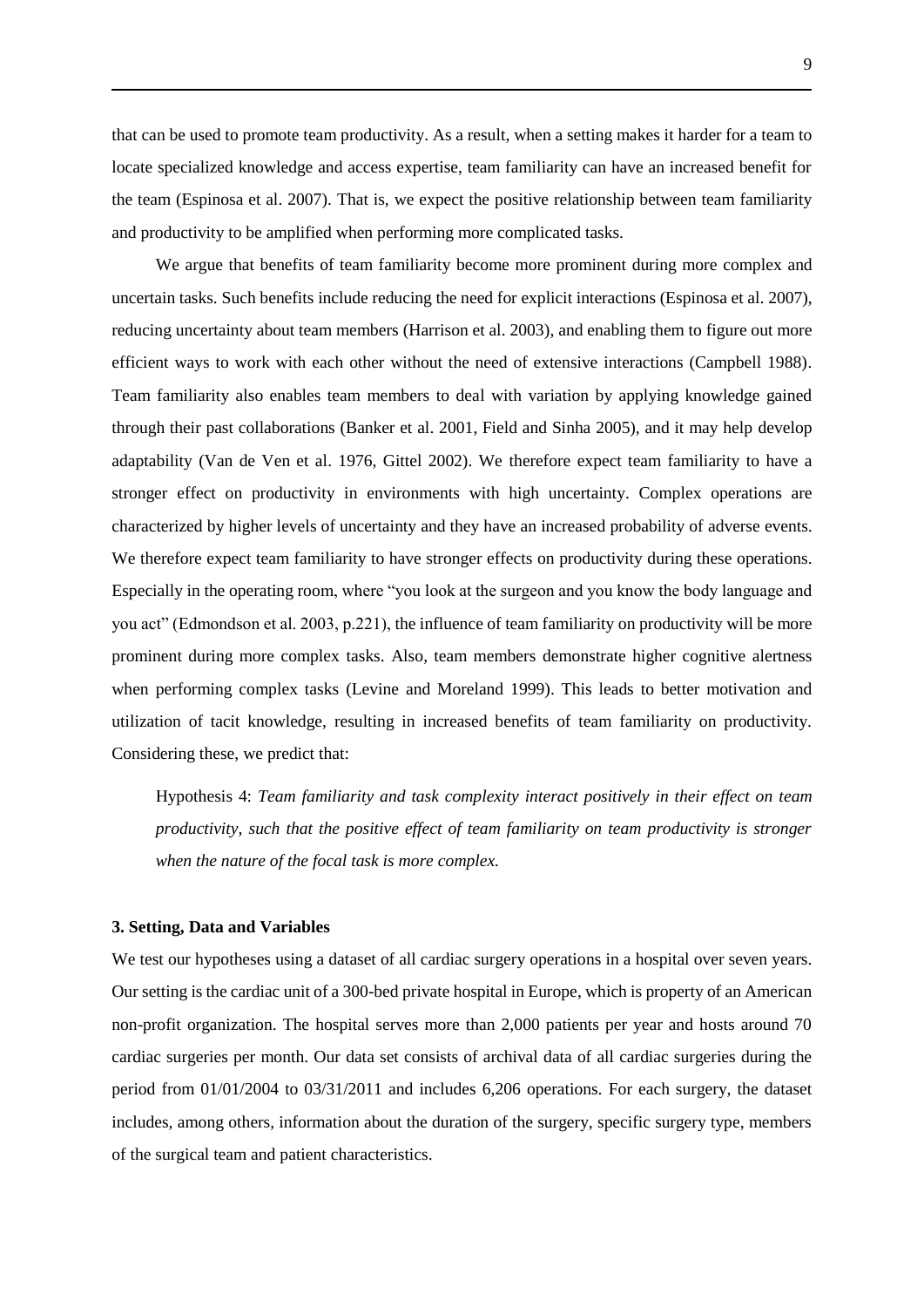that can be used to promote team productivity. As a result, when a setting makes it harder for a team to locate specialized knowledge and access expertise, team familiarity can have an increased benefit for the team (Espinosa et al. 2007). That is, we expect the positive relationship between team familiarity and productivity to be amplified when performing more complicated tasks.

We argue that benefits of team familiarity become more prominent during more complex and uncertain tasks. Such benefits include reducing the need for explicit interactions (Espinosa et al. 2007), reducing uncertainty about team members (Harrison et al. 2003), and enabling them to figure out more efficient ways to work with each other without the need of extensive interactions (Campbell 1988). Team familiarity also enables team members to deal with variation by applying knowledge gained through their past collaborations (Banker et al. 2001, Field and Sinha 2005), and it may help develop adaptability (Van de Ven et al. 1976, Gittel 2002). We therefore expect team familiarity to have a stronger effect on productivity in environments with high uncertainty. Complex operations are characterized by higher levels of uncertainty and they have an increased probability of adverse events. We therefore expect team familiarity to have stronger effects on productivity during these operations. Especially in the operating room, where "you look at the surgeon and you know the body language and you act" (Edmondson et al. 2003, p.221), the influence of team familiarity on productivity will be more prominent during more complex tasks. Also, team members demonstrate higher cognitive alertness when performing complex tasks (Levine and Moreland 1999). This leads to better motivation and utilization of tacit knowledge, resulting in increased benefits of team familiarity on productivity. Considering these, we predict that:

> Hypothesis 4: *Team familiarity and task complexity interact positively in their effect on team productivity, such that the positive effect of team familiarity on team productivity is stronger when the nature of the focal task is more complex.*

## 3. Setting, Data and Variables

We test our hypotheses using a dataset of all cardiac surgery operations in a hospital over seven years. Our setting is the cardiac unit of a 300-bed private hospital in Europe, which is property of an American non-profit organization. The hospital serves more than 2,000 patients per year and hosts around 70 cardiac surgeries per month. Our data set consists of archival data of all cardiac surgeries during the period from 01/01/2004 to 03/31/2011 and includes 6,206 operations. For each surgery, the dataset includes, among others, information about the duration of the surgery, specific surgery type, members of the surgical team and patient characteristics.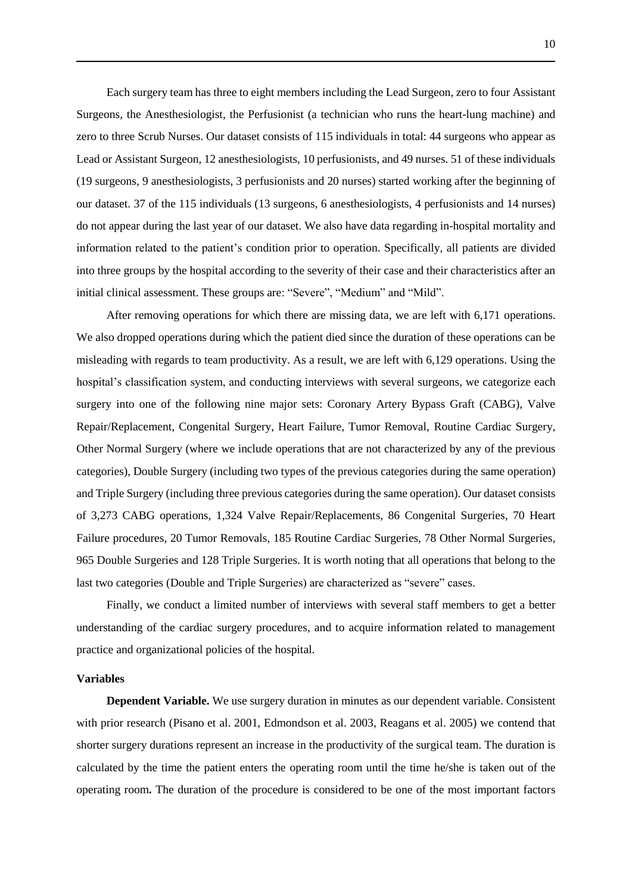Each surgery team has three to eight members including the Lead Surgeon, zero to four Assistant Surgeons, the Anesthesiologist, the Perfusionist (a technician who runs the heart-lung machine) and zero to three Scrub Nurses. Our dataset consists of 115 individuals in total: 44 surgeons who appear as Lead or Assistant Surgeon, 12 anesthesiologists, 10 perfusionists, and 49 nurses. 51 of these individuals (19 surgeons, 9 anesthesiologists, 3 perfusionists and 20 nurses) started working after the beginning of our dataset. 37 of the 115 individuals (13 surgeons, 6 anesthesiologists, 4 perfusionists and 14 nurses) do not appear during the last year of our dataset. We also have data regarding in-hospital mortality and information related to the patient's condition prior to operation. Specifically, all patients are divided into three groups by the hospital according to the severity of their case and their characteristics after an initial clinical assessment. These groups are: "Severe", "Medium" and "Mild".

After removing operations for which there are missing data, we are left with 6,171 operations. We also dropped operations during which the patient died since the duration of these operations can be misleading with regards to team productivity. As a result, we are left with 6,129 operations. Using the hospital's classification system, and conducting interviews with several surgeons, we categorize each surgery into one of the following nine major sets: Coronary Artery Bypass Graft (CABG), Valve Repair/Replacement, Congenital Surgery, Heart Failure, Tumor Removal, Routine Cardiac Surgery, Other Normal Surgery (where we include operations that are not characterized by any of the previous categories), Double Surgery (including two types of the previous categories during the same operation) and Triple Surgery (including three previous categories during the same operation). Our dataset consists of 3,273 CABG operations, 1,324 Valve Repair/Replacements, 86 Congenital Surgeries, 70 Heart Failure procedures, 20 Tumor Removals, 185 Routine Cardiac Surgeries, 78 Other Normal Surgeries, 965 Double Surgeries and 128 Triple Surgeries. It is worth noting that all operations that belong to the last two categories (Double and Triple Surgeries) are characterized as "severe" cases.

Finally, we conduct a limited number of interviews with several staff members to get a better understanding of the cardiac surgery procedures, and to acquire information related to management practice and organizational policies of the hospital.

### Variables

**Dependent Variable.** We use surgery duration in minutes as our dependent variable. Consistent with prior research (Pisano et al. 2001, Edmondson et al. 2003, Reagans et al. 2005) we contend that shorter surgery durations represent an increase in the productivity of the surgical team. The duration is calculated by the time the patient enters the operating room until the time he/she is taken out of the operating room**.** The duration of the procedure is considered to be one of the most important factors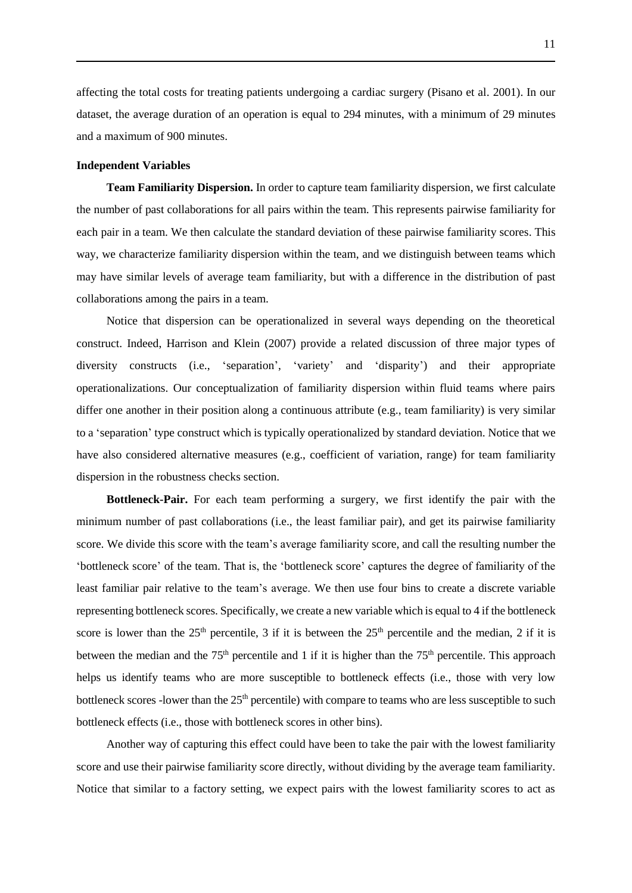affecting the total costs for treating patients undergoing a cardiac surgery (Pisano et al. 2001). In our dataset, the average duration of an operation is equal to 294 minutes, with a minimum of 29 minutes and a maximum of 900 minutes.

### Independent Variables

**Team Familiarity Dispersion.** In order to capture team familiarity dispersion, we first calculate the number of past collaborations for all pairs within the team. This represents pairwise familiarity for each pair in a team. We then calculate the standard deviation of these pairwise familiarity scores. This way, we characterize familiarity dispersion within the team, and we distinguish between teams which may have similar levels of average team familiarity, but with a difference in the distribution of past collaborations among the pairs in a team.

Notice that dispersion can be operationalized in several ways depending on the theoretical construct. Indeed, Harrison and Klein (2007) provide a related discussion of three major types of diversity constructs (i.e., 'separation', 'variety' and 'disparity') and their appropriate operationalizations. Our conceptualization of familiarity dispersion within fluid teams where pairs differ one another in their position along a continuous attribute (e.g., team familiarity) is very similar to a 'separation' type construct which is typically operationalized by standard deviation. Notice that we have also considered alternative measures (e.g., coefficient of variation, range) for team familiarity dispersion in the robustness checks section.

**Bottleneck-Pair.** For each team performing a surgery, we first identify the pair with the minimum number of past collaborations (i.e., the least familiar pair), and get its pairwise familiarity score. We divide this score with the team's average familiarity score, and call the resulting number the 'bottleneck score' of the team. That is, the 'bottleneck score' captures the degree of familiarity of the least familiar pair relative to the team's average. We then use four bins to create a discrete variable representing bottleneck scores. Specifically, we create a new variable which is equal to 4 if the bottleneck score is lower than the 25$^{th}$ percentile, 3 if it is between the 25$^{th}$ percentile and the median, 2 if it is between the median and the 75$^{th}$ percentile and 1 if it is higher than the 75$^{th}$ percentile. This approach helps us identify teams who are more susceptible to bottleneck effects (i.e., those with very low bottleneck scores -lower than the 25$^{th}$ percentile) with compare to teams who are less susceptible to such bottleneck effects (i.e., those with bottleneck scores in other bins).

Another way of capturing this effect could have been to take the pair with the lowest familiarity score and use their pairwise familiarity score directly, without dividing by the average team familiarity. Notice that similar to a factory setting, we expect pairs with the lowest familiarity scores to act as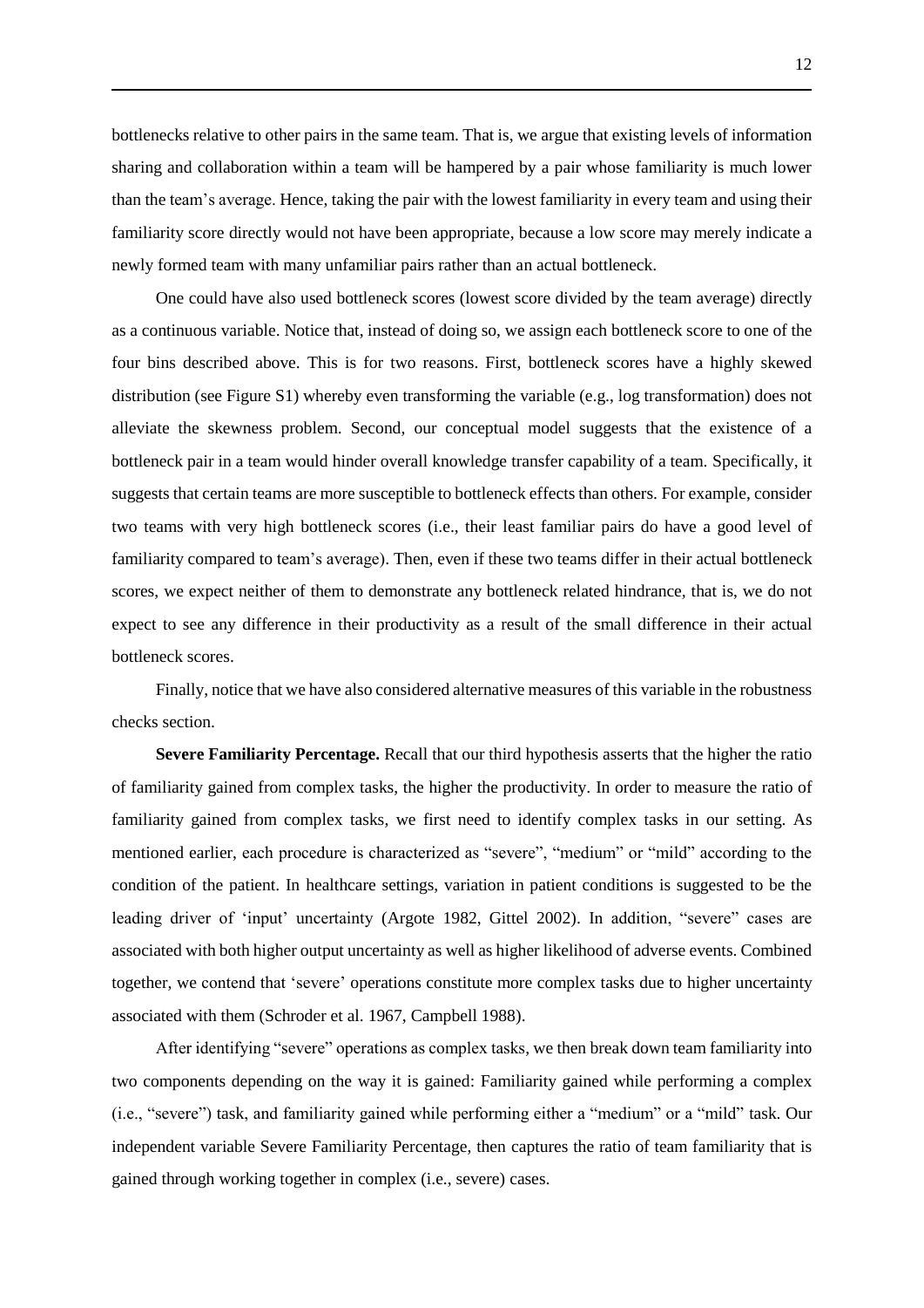bottlenecks relative to other pairs in the same team. That is, we argue that existing levels of information sharing and collaboration within a team will be hampered by a pair whose familiarity is much lower than the team's average. Hence, taking the pair with the lowest familiarity in every team and using their familiarity score directly would not have been appropriate, because a low score may merely indicate a newly formed team with many unfamiliar pairs rather than an actual bottleneck.

One could have also used bottleneck scores (lowest score divided by the team average) directly as a continuous variable. Notice that, instead of doing so, we assign each bottleneck score to one of the four bins described above. This is for two reasons. First, bottleneck scores have a highly skewed distribution (see Figure S1) whereby even transforming the variable (e.g., log transformation) does not alleviate the skewness problem. Second, our conceptual model suggests that the existence of a bottleneck pair in a team would hinder overall knowledge transfer capability of a team. Specifically, it suggests that certain teams are more susceptible to bottleneck effects than others. For example, consider two teams with very high bottleneck scores (i.e., their least familiar pairs do have a good level of familiarity compared to team's average). Then, even if these two teams differ in their actual bottleneck scores, we expect neither of them to demonstrate any bottleneck related hindrance, that is, we do not expect to see any difference in their productivity as a result of the small difference in their actual bottleneck scores.

Finally, notice that we have also considered alternative measures of this variable in the robustness checks section.

**Severe Familiarity Percentage.** Recall that our third hypothesis asserts that the higher the ratio of familiarity gained from complex tasks, the higher the productivity. In order to measure the ratio of familiarity gained from complex tasks, we first need to identify complex tasks in our setting. As mentioned earlier, each procedure is characterized as "severe", "medium" or "mild" according to the condition of the patient. In healthcare settings, variation in patient conditions is suggested to be the leading driver of 'input' uncertainty (Argote 1982, Gittel 2002). In addition, "severe" cases are associated with both higher output uncertainty as well as higher likelihood of adverse events. Combined together, we contend that 'severe' operations constitute more complex tasks due to higher uncertainty associated with them (Schroder et al. 1967, Campbell 1988).

After identifying "severe" operations as complex tasks, we then break down team familiarity into two components depending on the way it is gained: Familiarity gained while performing a complex (i.e., "severe") task, and familiarity gained while performing either a "medium" or a "mild" task. Our independent variable Severe Familiarity Percentage, then captures the ratio of team familiarity that is gained through working together in complex (i.e., severe) cases.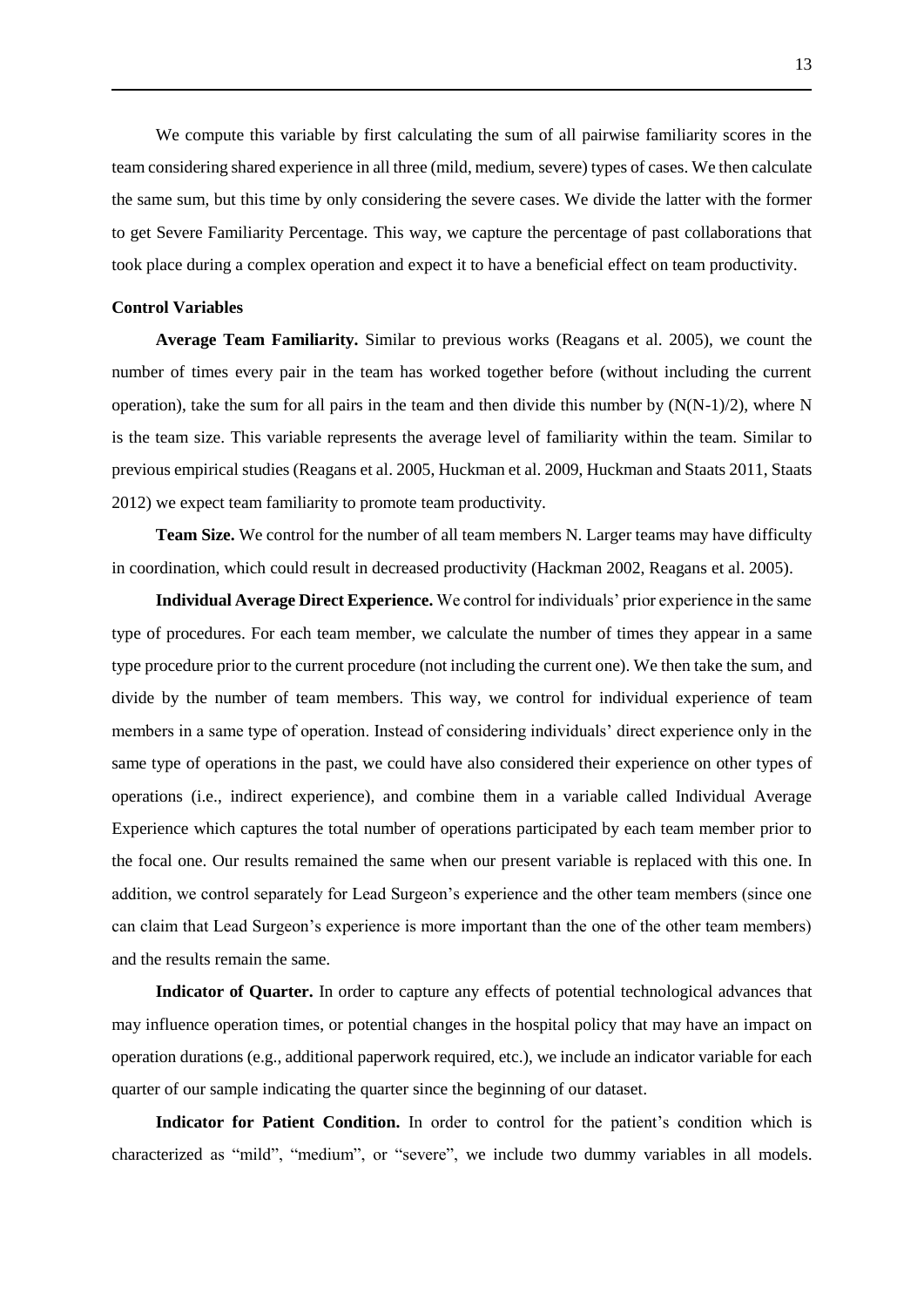We compute this variable by first calculating the sum of all pairwise familiarity scores in the team considering shared experience in all three (mild, medium, severe) types of cases. We then calculate the same sum, but this time by only considering the severe cases. We divide the latter with the former to get Severe Familiarity Percentage. This way, we capture the percentage of past collaborations that took place during a complex operation and expect it to have a beneficial effect on team productivity.

**Control Variables**

**Average Team Familiarity.** Similar to previous works (Reagans et al. 2005), we count the number of times every pair in the team has worked together before (without including the current operation), take the sum for all pairs in the team and then divide this number by $(N(N-1)/2)$, where N is the team size. This variable represents the average level of familiarity within the team. Similar to previous empirical studies (Reagans et al. 2005, Huckman et al. 2009, Huckman and Staats 2011, Staats 2012) we expect team familiarity to promote team productivity.

**Team Size.** We control for the number of all team members N. Larger teams may have difficulty in coordination, which could result in decreased productivity (Hackman 2002, Reagans et al. 2005).

**Individual Average Direct Experience.** We control for individuals' prior experience in the same type of procedures. For each team member, we calculate the number of times they appear in a same type procedure prior to the current procedure (not including the current one). We then take the sum, and divide by the number of team members. This way, we control for individual experience of team members in a same type of operation. Instead of considering individuals' direct experience only in the same type of operations in the past, we could have also considered their experience on other types of operations (i.e., indirect experience), and combine them in a variable called Individual Average Experience which captures the total number of operations participated by each team member prior to the focal one. Our results remained the same when our present variable is replaced with this one. In addition, we control separately for Lead Surgeon's experience and the other team members (since one can claim that Lead Surgeon's experience is more important than the one of the other team members) and the results remain the same.

**Indicator of Quarter.** In order to capture any effects of potential technological advances that may influence operation times, or potential changes in the hospital policy that may have an impact on operation durations (e.g., additional paperwork required, etc.), we include an indicator variable for each quarter of our sample indicating the quarter since the beginning of our dataset.

**Indicator for Patient Condition.** In order to control for the patient's condition which is characterized as "mild", "medium", or "severe", we include two dummy variables in all models.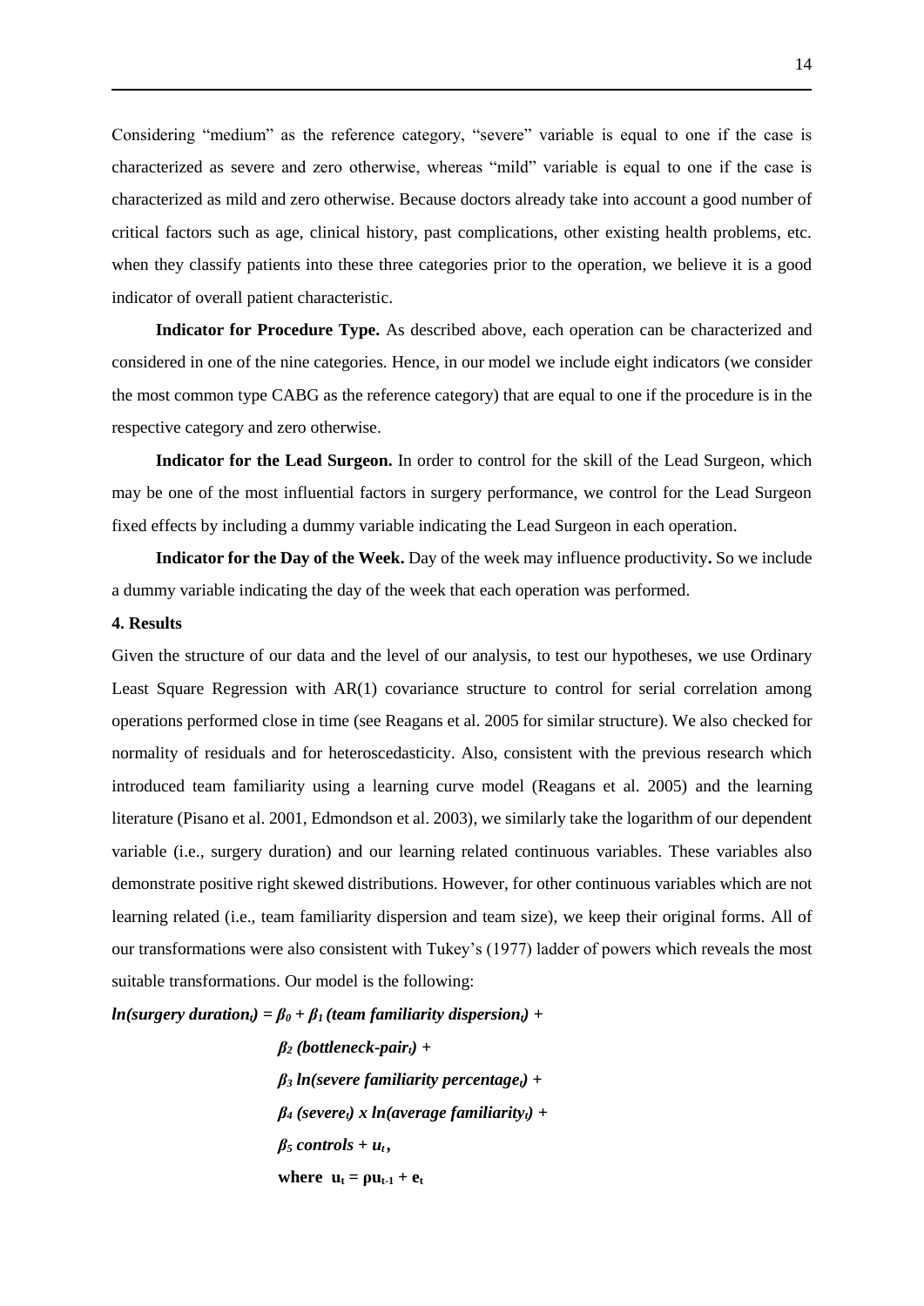Considering "medium" as the reference category, "severe" variable is equal to one if the case is characterized as severe and zero otherwise, whereas "mild" variable is equal to one if the case is characterized as mild and zero otherwise. Because doctors already take into account a good number of critical factors such as age, clinical history, past complications, other existing health problems, etc. when they classify patients into these three categories prior to the operation, we believe it is a good indicator of overall patient characteristic.

**Indicator for Procedure Type.** As described above, each operation can be characterized and considered in one of the nine categories. Hence, in our model we include eight indicators (we consider the most common type CABG as the reference category) that are equal to one if the procedure is in the respective category and zero otherwise.

**Indicator for the Lead Surgeon.** In order to control for the skill of the Lead Surgeon, which may be one of the most influential factors in surgery performance, we control for the Lead Surgeon fixed effects by including a dummy variable indicating the Lead Surgeon in each operation.

**Indicator for the Day of the Week.** Day of the week may influence productivity**.** So we include a dummy variable indicating the day of the week that each operation was performed.

**4. Results**

Given the structure of our data and the level of our analysis, to test our hypotheses, we use Ordinary Least Square Regression with AR(1) covariance structure to control for serial correlation among operations performed close in time (see Reagans et al. 2005 for similar structure). We also checked for normality of residuals and for heteroscedasticity. Also, consistent with the previous research which introduced team familiarity using a learning curve model (Reagans et al. 2005) and the learning literature (Pisano et al. 2001, Edmondson et al. 2003), we similarly take the logarithm of our dependent variable (i.e., surgery duration) and our learning related continuous variables. These variables also demonstrate positive right skewed distributions. However, for other continuous variables which are not learning related (i.e., team familiarity dispersion and team size), we keep their original forms. All of our transformations were also consistent with Tukey's (1977) ladder of powers which reveals the most suitable transformations. Our model is the following:

$$
\begin{aligned}
\ln(\text{surgery duration}_t) = \beta_0 &+ \beta_1 (\text{team familiarity dispersion}_t) + \\
&\beta_2 (\text{bottleneck-pair}_t) + \\
&\beta_3 \ln(\text{severe familiarity percentage}_t) + \\
&\beta_4 (\text{severe}_t) \times \ln(\text{average familiarity}_t) + \\
&\beta_5 \, \text{controls} + u_t, \\
&\text{where } \; u_t = \rho u_{t-1} + e_t
\end{aligned}
$$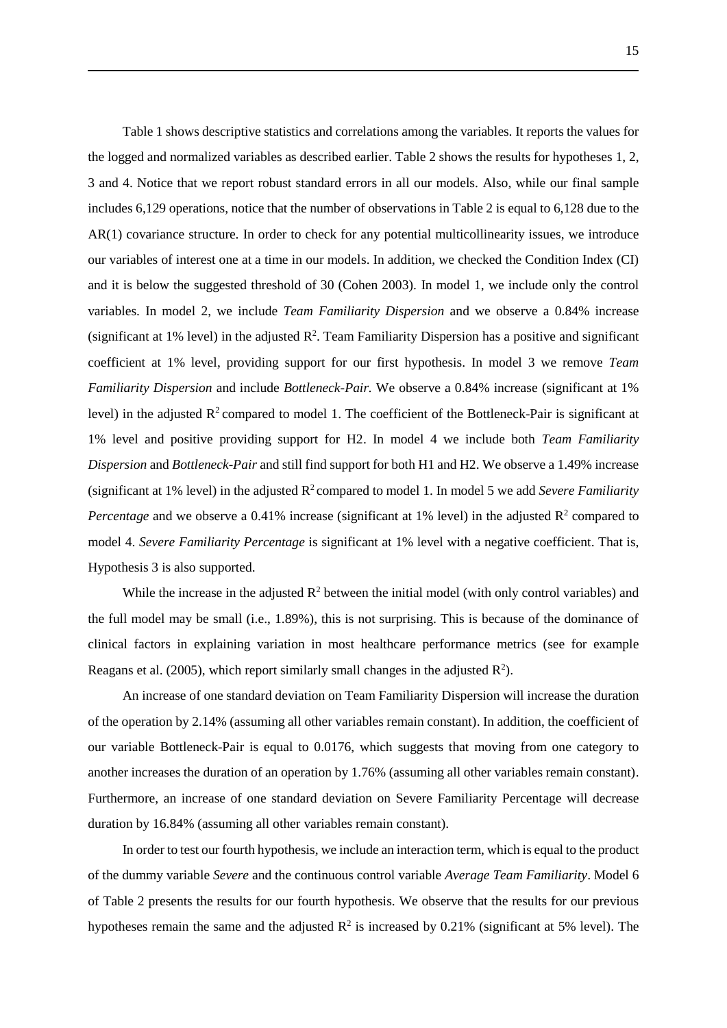Table 1 shows descriptive statistics and correlations among the variables. It reports the values for the logged and normalized variables as described earlier. Table 2 shows the results for hypotheses 1, 2, 3 and 4. Notice that we report robust standard errors in all our models. Also, while our final sample includes 6,129 operations, notice that the number of observations in Table 2 is equal to 6,128 due to the AR(1) covariance structure. In order to check for any potential multicollinearity issues, we introduce our variables of interest one at a time in our models. In addition, we checked the Condition Index (CI) and it is below the suggested threshold of 30 (Cohen 2003). In model 1, we include only the control variables. In model 2, we include *Team Familiarity Dispersion* and we observe a 0.84% increase (significant at 1% level) in the adjusted $R^2$. Team Familiarity Dispersion has a positive and significant coefficient at 1% level, providing support for our first hypothesis. In model 3 we remove *Team Familiarity Dispersion* and include *Bottleneck-Pair.* We observe a 0.84% increase (significant at 1% level) in the adjusted $R^2$ compared to model 1. The coefficient of the Bottleneck-Pair is significant at 1% level and positive providing support for H2. In model 4 we include both *Team Familiarity Dispersion* and *Bottleneck-Pair* and still find support for both H1 and H2. We observe a 1.49% increase (significant at 1% level) in the adjusted $R^2$ compared to model 1. In model 5 we add *Severe Familiarity Percentage* and we observe a 0.41% increase (significant at 1% level) in the adjusted $R^2$ compared to model 4. *Severe Familiarity Percentage* is significant at 1% level with a negative coefficient. That is, Hypothesis 3 is also supported.

While the increase in the adjusted $R^2$ between the initial model (with only control variables) and the full model may be small (i.e., 1.89%), this is not surprising. This is because of the dominance of clinical factors in explaining variation in most healthcare performance metrics (see for example Reagans et al. (2005), which report similarly small changes in the adjusted $R^2$).

An increase of one standard deviation on Team Familiarity Dispersion will increase the duration of the operation by 2.14% (assuming all other variables remain constant). In addition, the coefficient of our variable Bottleneck-Pair is equal to 0.0176, which suggests that moving from one category to another increases the duration of an operation by 1.76% (assuming all other variables remain constant). Furthermore, an increase of one standard deviation on Severe Familiarity Percentage will decrease duration by 16.84% (assuming all other variables remain constant).

In order to test our fourth hypothesis, we include an interaction term, which is equal to the product of the dummy variable *Severe* and the continuous control variable *Average Team Familiarity*. Model 6 of Table 2 presents the results for our fourth hypothesis. We observe that the results for our previous hypotheses remain the same and the adjusted $R^2$ is increased by 0.21% (significant at 5% level). The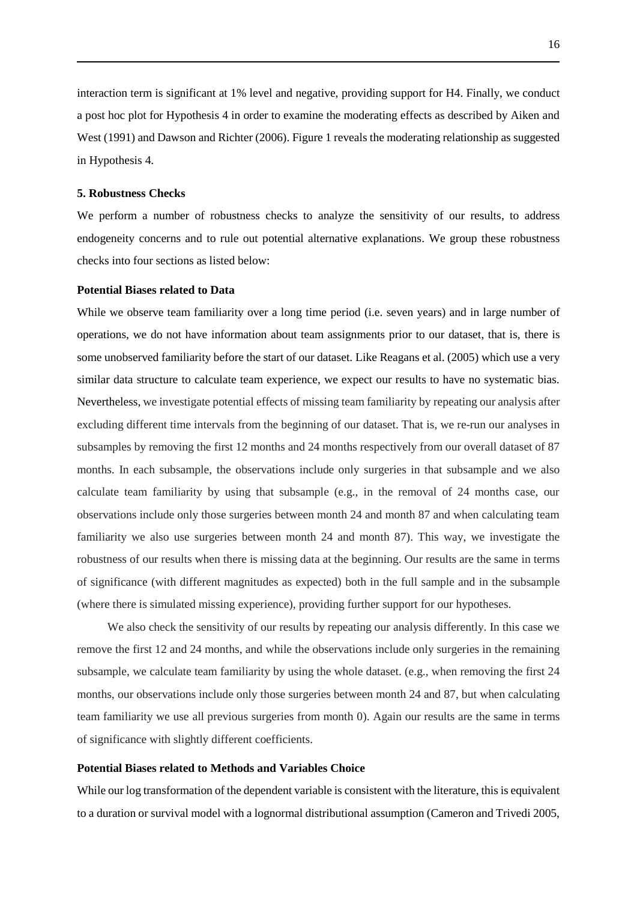interaction term is significant at 1% level and negative, providing support for H4. Finally, we conduct a post hoc plot for Hypothesis 4 in order to examine the moderating effects as described by Aiken and West (1991) and Dawson and Richter (2006). Figure 1 reveals the moderating relationship as suggested in Hypothesis 4.

## 5. Robustness Checks

We perform a number of robustness checks to analyze the sensitivity of our results, to address endogeneity concerns and to rule out potential alternative explanations. We group these robustness checks into four sections as listed below:

### Potential Biases related to Data

While we observe team familiarity over a long time period (i.e. seven years) and in large number of operations, we do not have information about team assignments prior to our dataset, that is, there is some unobserved familiarity before the start of our dataset. Like Reagans et al. (2005) which use a very similar data structure to calculate team experience, we expect our results to have no systematic bias. Nevertheless, we investigate potential effects of missing team familiarity by repeating our analysis after excluding different time intervals from the beginning of our dataset. That is, we re-run our analyses in subsamples by removing the first 12 months and 24 months respectively from our overall dataset of 87 months. In each subsample, the observations include only surgeries in that subsample and we also calculate team familiarity by using that subsample (e.g., in the removal of 24 months case, our observations include only those surgeries between month 24 and month 87 and when calculating team familiarity we also use surgeries between month 24 and month 87). This way, we investigate the robustness of our results when there is missing data at the beginning. Our results are the same in terms of significance (with different magnitudes as expected) both in the full sample and in the subsample (where there is simulated missing experience), providing further support for our hypotheses.

We also check the sensitivity of our results by repeating our analysis differently. In this case we remove the first 12 and 24 months, and while the observations include only surgeries in the remaining subsample, we calculate team familiarity by using the whole dataset. (e.g., when removing the first 24 months, our observations include only those surgeries between month 24 and 87, but when calculating team familiarity we use all previous surgeries from month 0). Again our results are the same in terms of significance with slightly different coefficients.

### Potential Biases related to Methods and Variables Choice

While our log transformation of the dependent variable is consistent with the literature, this is equivalent to a duration or survival model with a lognormal distributional assumption (Cameron and Trivedi 2005,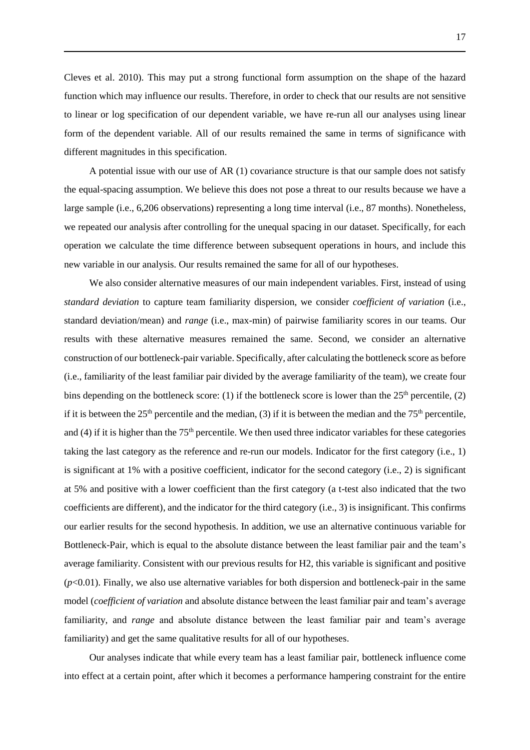Cleves et al. 2010). This may put a strong functional form assumption on the shape of the hazard function which may influence our results. Therefore, in order to check that our results are not sensitive to linear or log specification of our dependent variable, we have re-run all our analyses using linear form of the dependent variable. All of our results remained the same in terms of significance with different magnitudes in this specification.

A potential issue with our use of AR (1) covariance structure is that our sample does not satisfy the equal-spacing assumption. We believe this does not pose a threat to our results because we have a large sample (i.e., 6,206 observations) representing a long time interval (i.e., 87 months). Nonetheless, we repeated our analysis after controlling for the unequal spacing in our dataset. Specifically, for each operation we calculate the time difference between subsequent operations in hours, and include this new variable in our analysis. Our results remained the same for all of our hypotheses.

We also consider alternative measures of our main independent variables. First, instead of using *standard deviation* to capture team familiarity dispersion, we consider *coefficient of variation* (i.e., standard deviation/mean) and *range* (i.e., max-min) of pairwise familiarity scores in our teams. Our results with these alternative measures remained the same. Second, we consider an alternative construction of our bottleneck-pair variable. Specifically, after calculating the bottleneck score as before (i.e., familiarity of the least familiar pair divided by the average familiarity of the team), we create four bins depending on the bottleneck score: (1) if the bottleneck score is lower than the $25^{th}$ percentile, (2) if it is between the $25^{th}$ percentile and the median, (3) if it is between the median and the $75^{th}$ percentile, and (4) if it is higher than the $75^{th}$ percentile. We then used three indicator variables for these categories taking the last category as the reference and re-run our models. Indicator for the first category (i.e., 1) is significant at 1% with a positive coefficient, indicator for the second category (i.e., 2) is significant at 5% and positive with a lower coefficient than the first category (a t-test also indicated that the two coefficients are different), and the indicator for the third category (i.e., 3) is insignificant. This confirms our earlier results for the second hypothesis. In addition, we use an alternative continuous variable for Bottleneck-Pair, which is equal to the absolute distance between the least familiar pair and the team's average familiarity. Consistent with our previous results for H2, this variable is significant and positive ($p$<0.01). Finally, we also use alternative variables for both dispersion and bottleneck-pair in the same model (*coefficient of variation* and absolute distance between the least familiar pair and team's average familiarity, and *range* and absolute distance between the least familiar pair and team's average familiarity) and get the same qualitative results for all of our hypotheses.

Our analyses indicate that while every team has a least familiar pair, bottleneck influence come into effect at a certain point, after which it becomes a performance hampering constraint for the entire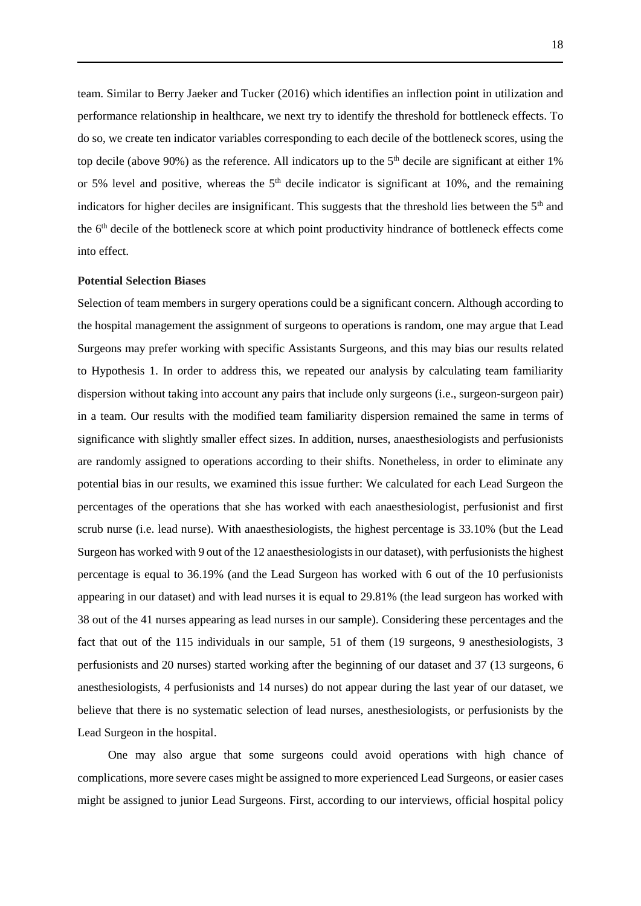team. Similar to Berry Jaeker and Tucker (2016) which identifies an inflection point in utilization and performance relationship in healthcare, we next try to identify the threshold for bottleneck effects. To do so, we create ten indicator variables corresponding to each decile of the bottleneck scores, using the top decile (above 90%) as the reference. All indicators up to the 5th decile are significant at either 1% or 5% level and positive, whereas the 5th decile indicator is significant at 10%, and the remaining indicators for higher deciles are insignificant. This suggests that the threshold lies between the 5th and the 6th decile of the bottleneck score at which point productivity hindrance of bottleneck effects come into effect.

**Potential Selection Biases**

Selection of team members in surgery operations could be a significant concern. Although according to the hospital management the assignment of surgeons to operations is random, one may argue that Lead Surgeons may prefer working with specific Assistants Surgeons, and this may bias our results related to Hypothesis 1. In order to address this, we repeated our analysis by calculating team familiarity dispersion without taking into account any pairs that include only surgeons (i.e., surgeon-surgeon pair) in a team. Our results with the modified team familiarity dispersion remained the same in terms of significance with slightly smaller effect sizes. In addition, nurses, anaesthesiologists and perfusionists are randomly assigned to operations according to their shifts. Nonetheless, in order to eliminate any potential bias in our results, we examined this issue further: We calculated for each Lead Surgeon the percentages of the operations that she has worked with each anaesthesiologist, perfusionist and first scrub nurse (i.e. lead nurse). With anaesthesiologists, the highest percentage is 33.10% (but the Lead Surgeon has worked with 9 out of the 12 anaesthesiologists in our dataset), with perfusionists the highest percentage is equal to 36.19% (and the Lead Surgeon has worked with 6 out of the 10 perfusionists appearing in our dataset) and with lead nurses it is equal to 29.81% (the lead surgeon has worked with 38 out of the 41 nurses appearing as lead nurses in our sample). Considering these percentages and the fact that out of the 115 individuals in our sample, 51 of them (19 surgeons, 9 anesthesiologists, 3 perfusionists and 20 nurses) started working after the beginning of our dataset and 37 (13 surgeons, 6 anesthesiologists, 4 perfusionists and 14 nurses) do not appear during the last year of our dataset, we believe that there is no systematic selection of lead nurses, anesthesiologists, or perfusionists by the Lead Surgeon in the hospital.

One may also argue that some surgeons could avoid operations with high chance of complications, more severe cases might be assigned to more experienced Lead Surgeons, or easier cases might be assigned to junior Lead Surgeons. First, according to our interviews, official hospital policy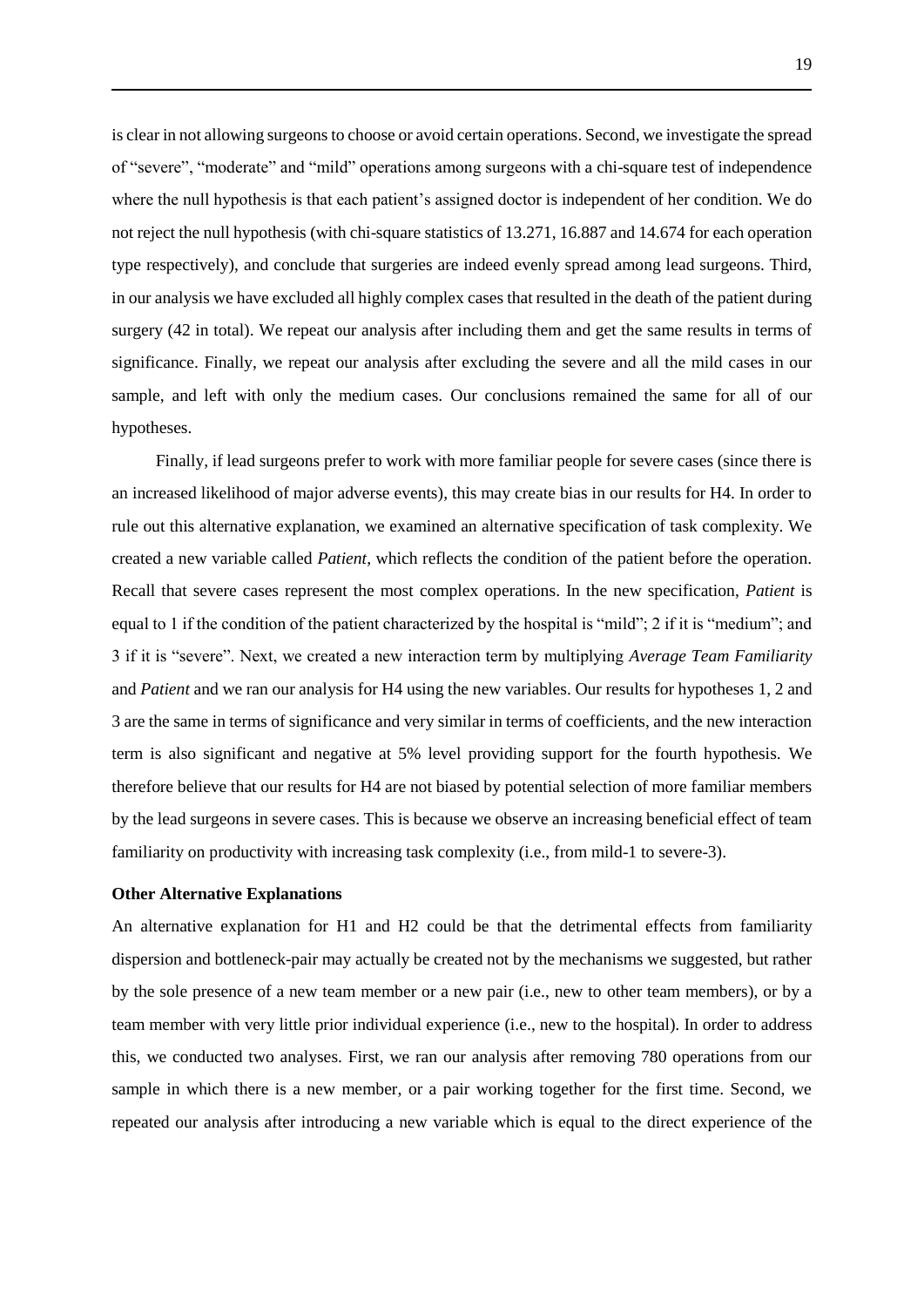is clear in not allowing surgeons to choose or avoid certain operations. Second, we investigate the spread of "severe", "moderate" and "mild" operations among surgeons with a chi-square test of independence where the null hypothesis is that each patient's assigned doctor is independent of her condition. We do not reject the null hypothesis (with chi-square statistics of 13.271, 16.887 and 14.674 for each operation type respectively), and conclude that surgeries are indeed evenly spread among lead surgeons. Third, in our analysis we have excluded all highly complex cases that resulted in the death of the patient during surgery (42 in total). We repeat our analysis after including them and get the same results in terms of significance. Finally, we repeat our analysis after excluding the severe and all the mild cases in our sample, and left with only the medium cases. Our conclusions remained the same for all of our hypotheses.

Finally, if lead surgeons prefer to work with more familiar people for severe cases (since there is an increased likelihood of major adverse events), this may create bias in our results for H4. In order to rule out this alternative explanation, we examined an alternative specification of task complexity. We created a new variable called *Patient*, which reflects the condition of the patient before the operation. Recall that severe cases represent the most complex operations. In the new specification, *Patient* is equal to 1 if the condition of the patient characterized by the hospital is "mild"; 2 if it is "medium"; and 3 if it is "severe". Next, we created a new interaction term by multiplying *Average Team Familiarity* and *Patient* and we ran our analysis for H4 using the new variables. Our results for hypotheses 1, 2 and 3 are the same in terms of significance and very similar in terms of coefficients, and the new interaction term is also significant and negative at 5% level providing support for the fourth hypothesis. We therefore believe that our results for H4 are not biased by potential selection of more familiar members by the lead surgeons in severe cases. This is because we observe an increasing beneficial effect of team familiarity on productivity with increasing task complexity (i.e., from mild-1 to severe-3).

**Other Alternative Explanations**

An alternative explanation for H1 and H2 could be that the detrimental effects from familiarity dispersion and bottleneck-pair may actually be created not by the mechanisms we suggested, but rather by the sole presence of a new team member or a new pair (i.e., new to other team members), or by a team member with very little prior individual experience (i.e., new to the hospital). In order to address this, we conducted two analyses. First, we ran our analysis after removing 780 operations from our sample in which there is a new member, or a pair working together for the first time. Second, we repeated our analysis after introducing a new variable which is equal to the direct experience of the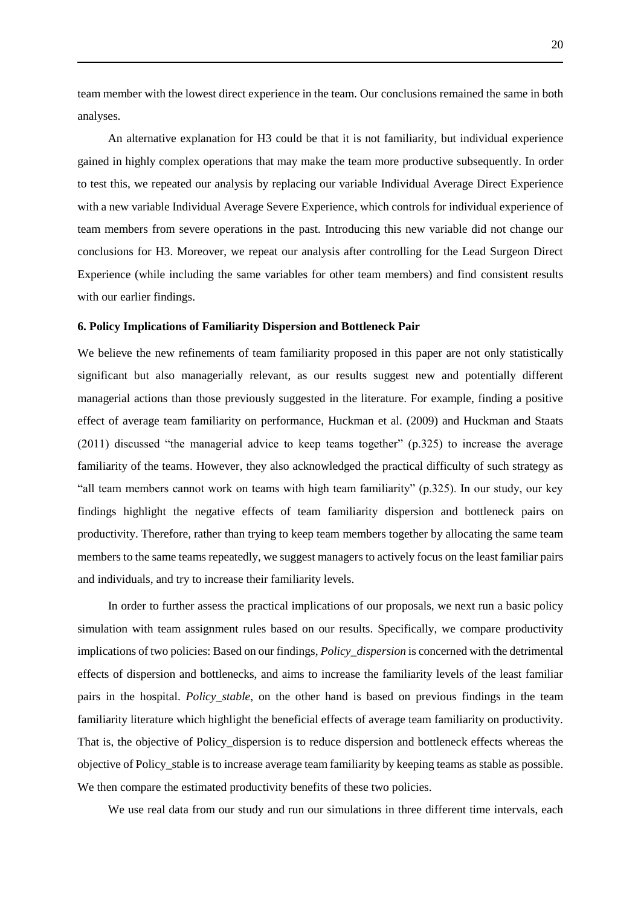team member with the lowest direct experience in the team. Our conclusions remained the same in both analyses.

An alternative explanation for H3 could be that it is not familiarity, but individual experience gained in highly complex operations that may make the team more productive subsequently. In order to test this, we repeated our analysis by replacing our variable Individual Average Direct Experience with a new variable Individual Average Severe Experience, which controls for individual experience of team members from severe operations in the past. Introducing this new variable did not change our conclusions for H3. Moreover, we repeat our analysis after controlling for the Lead Surgeon Direct Experience (while including the same variables for other team members) and find consistent results with our earlier findings.

## 6. Policy Implications of Familiarity Dispersion and Bottleneck Pair

We believe the new refinements of team familiarity proposed in this paper are not only statistically significant but also managerially relevant, as our results suggest new and potentially different managerial actions than those previously suggested in the literature. For example, finding a positive effect of average team familiarity on performance, Huckman et al. (2009) and Huckman and Staats (2011) discussed "the managerial advice to keep teams together" (p.325) to increase the average familiarity of the teams. However, they also acknowledged the practical difficulty of such strategy as "all team members cannot work on teams with high team familiarity" (p.325). In our study, our key findings highlight the negative effects of team familiarity dispersion and bottleneck pairs on productivity. Therefore, rather than trying to keep team members together by allocating the same team members to the same teams repeatedly, we suggest managers to actively focus on the least familiar pairs and individuals, and try to increase their familiarity levels.

In order to further assess the practical implications of our proposals, we next run a basic policy simulation with team assignment rules based on our results. Specifically, we compare productivity implications of two policies: Based on our findings, *Policy_dispersion* is concerned with the detrimental effects of dispersion and bottlenecks, and aims to increase the familiarity levels of the least familiar pairs in the hospital. *Policy_stable*, on the other hand is based on previous findings in the team familiarity literature which highlight the beneficial effects of average team familiarity on productivity. That is, the objective of Policy_dispersion is to reduce dispersion and bottleneck effects whereas the objective of Policy_stable is to increase average team familiarity by keeping teams as stable as possible. We then compare the estimated productivity benefits of these two policies.

We use real data from our study and run our simulations in three different time intervals, each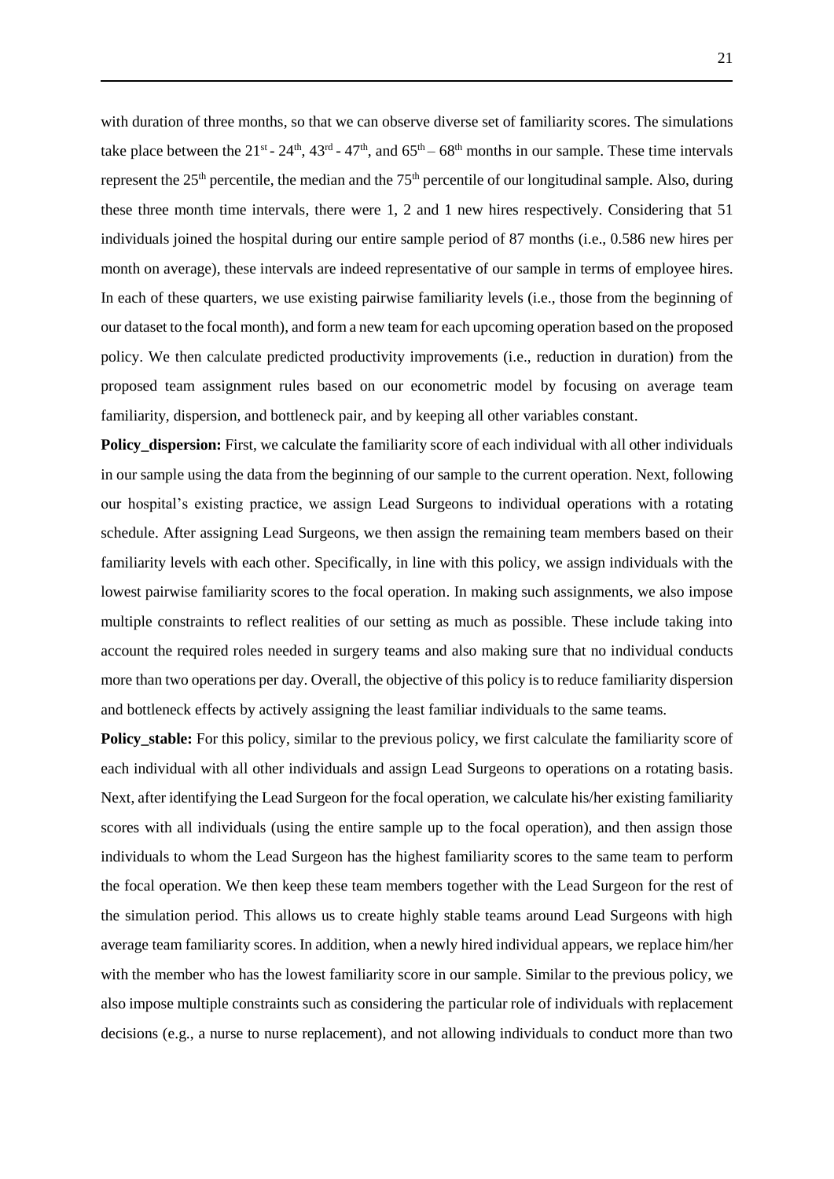with duration of three months, so that we can observe diverse set of familiarity scores. The simulations take place between the 21st - 24th, 43rd - 47th, and 65th – 68th months in our sample. These time intervals represent the 25th percentile, the median and the 75th percentile of our longitudinal sample. Also, during these three month time intervals, there were 1, 2 and 1 new hires respectively. Considering that 51 individuals joined the hospital during our entire sample period of 87 months (i.e., 0.586 new hires per month on average), these intervals are indeed representative of our sample in terms of employee hires. In each of these quarters, we use existing pairwise familiarity levels (i.e., those from the beginning of our dataset to the focal month), and form a new team for each upcoming operation based on the proposed policy. We then calculate predicted productivity improvements (i.e., reduction in duration) from the proposed team assignment rules based on our econometric model by focusing on average team familiarity, dispersion, and bottleneck pair, and by keeping all other variables constant.

**Policy_dispersion:** First, we calculate the familiarity score of each individual with all other individuals in our sample using the data from the beginning of our sample to the current operation. Next, following our hospital's existing practice, we assign Lead Surgeons to individual operations with a rotating schedule. After assigning Lead Surgeons, we then assign the remaining team members based on their familiarity levels with each other. Specifically, in line with this policy, we assign individuals with the lowest pairwise familiarity scores to the focal operation. In making such assignments, we also impose multiple constraints to reflect realities of our setting as much as possible. These include taking into account the required roles needed in surgery teams and also making sure that no individual conducts more than two operations per day. Overall, the objective of this policy is to reduce familiarity dispersion and bottleneck effects by actively assigning the least familiar individuals to the same teams.

**Policy_stable:** For this policy, similar to the previous policy, we first calculate the familiarity score of each individual with all other individuals and assign Lead Surgeons to operations on a rotating basis. Next, after identifying the Lead Surgeon for the focal operation, we calculate his/her existing familiarity scores with all individuals (using the entire sample up to the focal operation), and then assign those individuals to whom the Lead Surgeon has the highest familiarity scores to the same team to perform the focal operation. We then keep these team members together with the Lead Surgeon for the rest of the simulation period. This allows us to create highly stable teams around Lead Surgeons with high average team familiarity scores. In addition, when a newly hired individual appears, we replace him/her with the member who has the lowest familiarity score in our sample. Similar to the previous policy, we also impose multiple constraints such as considering the particular role of individuals with replacement decisions (e.g., a nurse to nurse replacement), and not allowing individuals to conduct more than two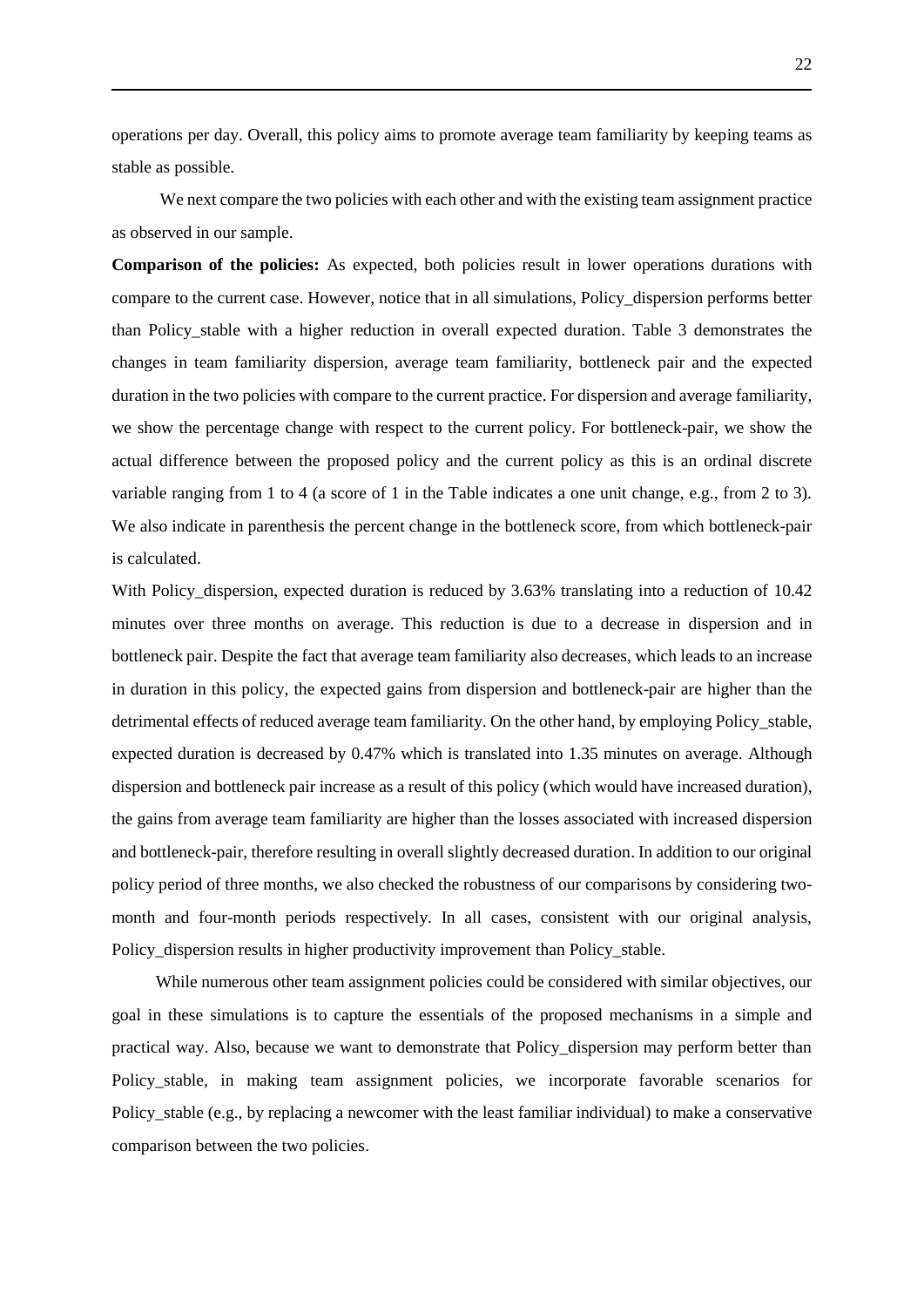operations per day. Overall, this policy aims to promote average team familiarity by keeping teams as stable as possible.

We next compare the two policies with each other and with the existing team assignment practice as observed in our sample.

**Comparison of the policies:** As expected, both policies result in lower operations durations with compare to the current case. However, notice that in all simulations, Policy_dispersion performs better than Policy_stable with a higher reduction in overall expected duration. Table 3 demonstrates the changes in team familiarity dispersion, average team familiarity, bottleneck pair and the expected duration in the two policies with compare to the current practice. For dispersion and average familiarity, we show the percentage change with respect to the current policy. For bottleneck-pair, we show the actual difference between the proposed policy and the current policy as this is an ordinal discrete variable ranging from 1 to 4 (a score of 1 in the Table indicates a one unit change, e.g., from 2 to 3). We also indicate in parenthesis the percent change in the bottleneck score, from which bottleneck-pair is calculated.

With Policy_dispersion, expected duration is reduced by 3.63% translating into a reduction of 10.42 minutes over three months on average. This reduction is due to a decrease in dispersion and in bottleneck pair. Despite the fact that average team familiarity also decreases, which leads to an increase in duration in this policy, the expected gains from dispersion and bottleneck-pair are higher than the detrimental effects of reduced average team familiarity. On the other hand, by employing Policy_stable, expected duration is decreased by 0.47% which is translated into 1.35 minutes on average. Although dispersion and bottleneck pair increase as a result of this policy (which would have increased duration), the gains from average team familiarity are higher than the losses associated with increased dispersion and bottleneck-pair, therefore resulting in overall slightly decreased duration. In addition to our original policy period of three months, we also checked the robustness of our comparisons by considering two-month and four-month periods respectively. In all cases, consistent with our original analysis, Policy_dispersion results in higher productivity improvement than Policy_stable.

While numerous other team assignment policies could be considered with similar objectives, our goal in these simulations is to capture the essentials of the proposed mechanisms in a simple and practical way. Also, because we want to demonstrate that Policy_dispersion may perform better than Policy_stable, in making team assignment policies, we incorporate favorable scenarios for Policy_stable (e.g., by replacing a newcomer with the least familiar individual) to make a conservative comparison between the two policies.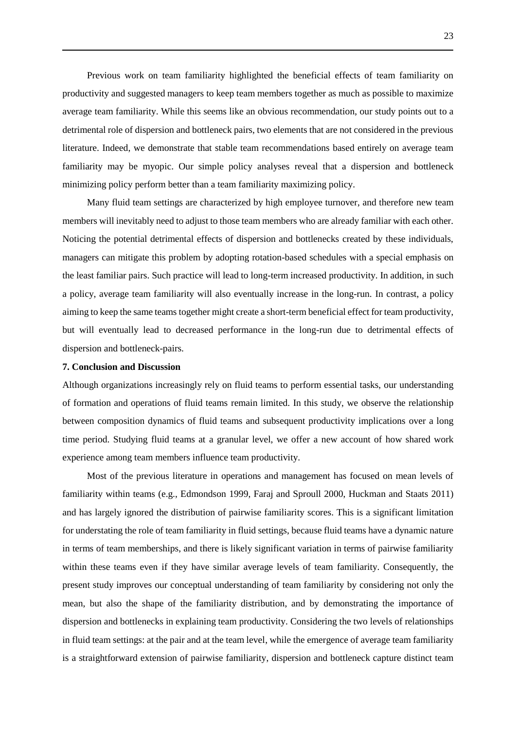Previous work on team familiarity highlighted the beneficial effects of team familiarity on productivity and suggested managers to keep team members together as much as possible to maximize average team familiarity. While this seems like an obvious recommendation, our study points out to a detrimental role of dispersion and bottleneck pairs, two elements that are not considered in the previous literature. Indeed, we demonstrate that stable team recommendations based entirely on average team familiarity may be myopic. Our simple policy analyses reveal that a dispersion and bottleneck minimizing policy perform better than a team familiarity maximizing policy.

Many fluid team settings are characterized by high employee turnover, and therefore new team members will inevitably need to adjust to those team members who are already familiar with each other. Noticing the potential detrimental effects of dispersion and bottlenecks created by these individuals, managers can mitigate this problem by adopting rotation-based schedules with a special emphasis on the least familiar pairs. Such practice will lead to long-term increased productivity. In addition, in such a policy, average team familiarity will also eventually increase in the long-run. In contrast, a policy aiming to keep the same teams together might create a short-term beneficial effect for team productivity, but will eventually lead to decreased performance in the long-run due to detrimental effects of dispersion and bottleneck-pairs.

### 7. Conclusion and Discussion

Although organizations increasingly rely on fluid teams to perform essential tasks, our understanding of formation and operations of fluid teams remain limited. In this study, we observe the relationship between composition dynamics of fluid teams and subsequent productivity implications over a long time period. Studying fluid teams at a granular level, we offer a new account of how shared work experience among team members influence team productivity.

Most of the previous literature in operations and management has focused on mean levels of familiarity within teams (e.g., Edmondson 1999, Faraj and Sproull 2000, Huckman and Staats 2011) and has largely ignored the distribution of pairwise familiarity scores. This is a significant limitation for understating the role of team familiarity in fluid settings, because fluid teams have a dynamic nature in terms of team memberships, and there is likely significant variation in terms of pairwise familiarity within these teams even if they have similar average levels of team familiarity. Consequently, the present study improves our conceptual understanding of team familiarity by considering not only the mean, but also the shape of the familiarity distribution, and by demonstrating the importance of dispersion and bottlenecks in explaining team productivity. Considering the two levels of relationships in fluid team settings: at the pair and at the team level, while the emergence of average team familiarity is a straightforward extension of pairwise familiarity, dispersion and bottleneck capture distinct team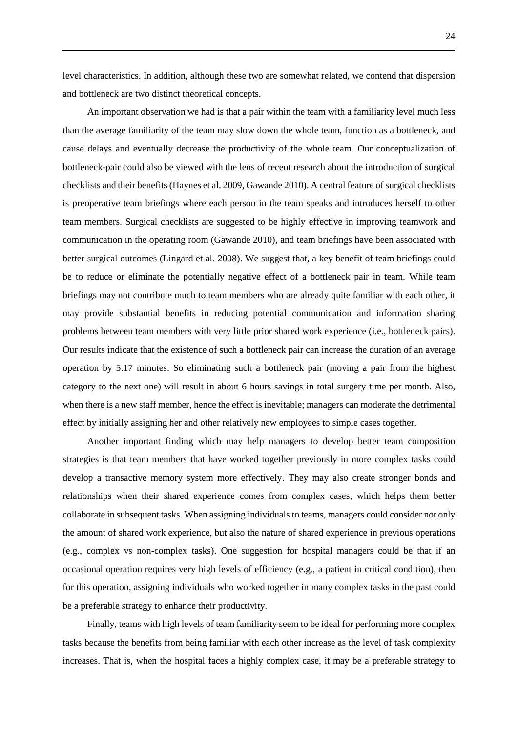level characteristics. In addition, although these two are somewhat related, we contend that dispersion and bottleneck are two distinct theoretical concepts.

An important observation we had is that a pair within the team with a familiarity level much less than the average familiarity of the team may slow down the whole team, function as a bottleneck, and cause delays and eventually decrease the productivity of the whole team. Our conceptualization of bottleneck-pair could also be viewed with the lens of recent research about the introduction of surgical checklists and their benefits (Haynes et al. 2009, Gawande 2010). A central feature of surgical checklists is preoperative team briefings where each person in the team speaks and introduces herself to other team members. Surgical checklists are suggested to be highly effective in improving teamwork and communication in the operating room (Gawande 2010), and team briefings have been associated with better surgical outcomes (Lingard et al. 2008). We suggest that, a key benefit of team briefings could be to reduce or eliminate the potentially negative effect of a bottleneck pair in team. While team briefings may not contribute much to team members who are already quite familiar with each other, it may provide substantial benefits in reducing potential communication and information sharing problems between team members with very little prior shared work experience (i.e., bottleneck pairs). Our results indicate that the existence of such a bottleneck pair can increase the duration of an average operation by 5.17 minutes. So eliminating such a bottleneck pair (moving a pair from the highest category to the next one) will result in about 6 hours savings in total surgery time per month. Also, when there is a new staff member, hence the effect is inevitable; managers can moderate the detrimental effect by initially assigning her and other relatively new employees to simple cases together.

Another important finding which may help managers to develop better team composition strategies is that team members that have worked together previously in more complex tasks could develop a transactive memory system more effectively. They may also create stronger bonds and relationships when their shared experience comes from complex cases, which helps them better collaborate in subsequent tasks. When assigning individuals to teams, managers could consider not only the amount of shared work experience, but also the nature of shared experience in previous operations (e.g., complex vs non-complex tasks). One suggestion for hospital managers could be that if an occasional operation requires very high levels of efficiency (e.g., a patient in critical condition), then for this operation, assigning individuals who worked together in many complex tasks in the past could be a preferable strategy to enhance their productivity.

Finally, teams with high levels of team familiarity seem to be ideal for performing more complex tasks because the benefits from being familiar with each other increase as the level of task complexity increases. That is, when the hospital faces a highly complex case, it may be a preferable strategy to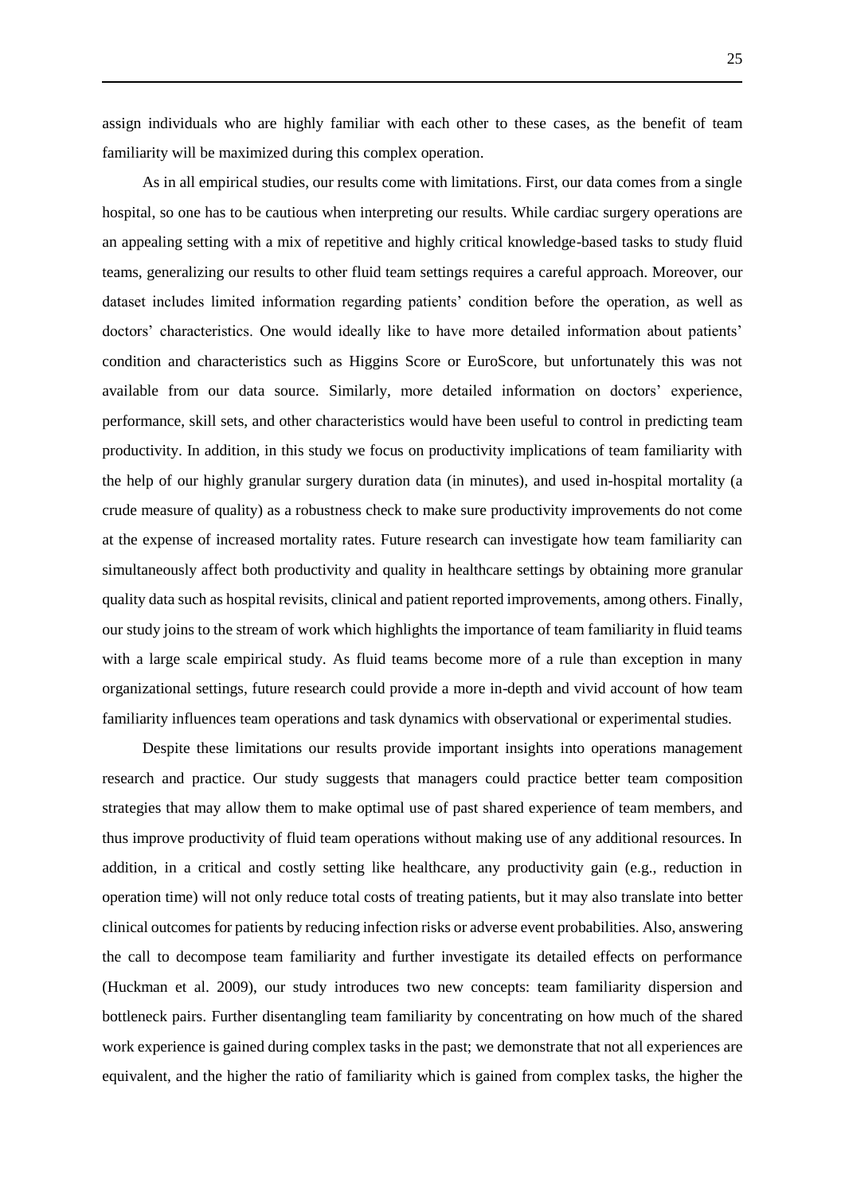assign individuals who are highly familiar with each other to these cases, as the benefit of team familiarity will be maximized during this complex operation.

As in all empirical studies, our results come with limitations. First, our data comes from a single hospital, so one has to be cautious when interpreting our results. While cardiac surgery operations are an appealing setting with a mix of repetitive and highly critical knowledge-based tasks to study fluid teams, generalizing our results to other fluid team settings requires a careful approach. Moreover, our dataset includes limited information regarding patients' condition before the operation, as well as doctors' characteristics. One would ideally like to have more detailed information about patients' condition and characteristics such as Higgins Score or EuroScore, but unfortunately this was not available from our data source. Similarly, more detailed information on doctors' experience, performance, skill sets, and other characteristics would have been useful to control in predicting team productivity. In addition, in this study we focus on productivity implications of team familiarity with the help of our highly granular surgery duration data (in minutes), and used in-hospital mortality (a crude measure of quality) as a robustness check to make sure productivity improvements do not come at the expense of increased mortality rates. Future research can investigate how team familiarity can simultaneously affect both productivity and quality in healthcare settings by obtaining more granular quality data such as hospital revisits, clinical and patient reported improvements, among others. Finally, our study joins to the stream of work which highlights the importance of team familiarity in fluid teams with a large scale empirical study. As fluid teams become more of a rule than exception in many organizational settings, future research could provide a more in-depth and vivid account of how team familiarity influences team operations and task dynamics with observational or experimental studies.

Despite these limitations our results provide important insights into operations management research and practice. Our study suggests that managers could practice better team composition strategies that may allow them to make optimal use of past shared experience of team members, and thus improve productivity of fluid team operations without making use of any additional resources. In addition, in a critical and costly setting like healthcare, any productivity gain (e.g., reduction in operation time) will not only reduce total costs of treating patients, but it may also translate into better clinical outcomes for patients by reducing infection risks or adverse event probabilities. Also, answering the call to decompose team familiarity and further investigate its detailed effects on performance (Huckman et al. 2009), our study introduces two new concepts: team familiarity dispersion and bottleneck pairs. Further disentangling team familiarity by concentrating on how much of the shared work experience is gained during complex tasks in the past; we demonstrate that not all experiences are equivalent, and the higher the ratio of familiarity which is gained from complex tasks, the higher the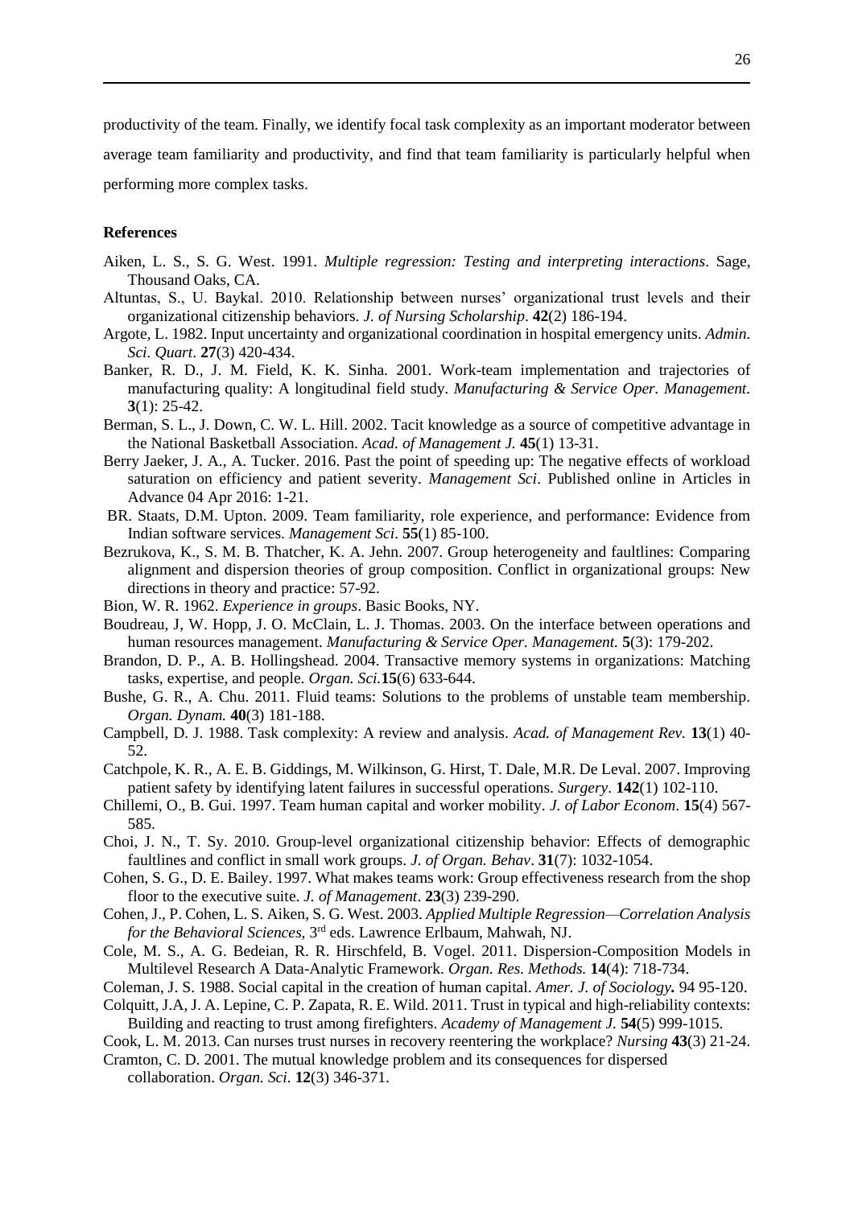productivity of the team. Finally, we identify focal task complexity as an important moderator between average team familiarity and productivity, and find that team familiarity is particularly helpful when performing more complex tasks.

**References**

Aiken, L. S., S. G. West. 1991. *Multiple regression: Testing and interpreting interactions*. Sage, Thousand Oaks, CA.

Altuntas, S., U. Baykal. 2010. Relationship between nurses' organizational trust levels and their organizational citizenship behaviors. *J. of Nursing Scholarship*. **42**(2) 186-194.

Argote, L. 1982. Input uncertainty and organizational coordination in hospital emergency units. *Admin. Sci. Quart*. **27**(3) 420-434.

Banker, R. D., J. M. Field, K. K. Sinha. 2001. Work-team implementation and trajectories of manufacturing quality: A longitudinal field study. *Manufacturing & Service Oper. Management.* **3**(1): 25-42.

Berman, S. L., J. Down, C. W. L. Hill. 2002. Tacit knowledge as a source of competitive advantage in the National Basketball Association. *Acad. of Management J.* **45**(1) 13-31.

Berry Jaeker, J. A., A. Tucker. 2016. Past the point of speeding up: The negative effects of workload saturation on efficiency and patient severity. *Management Sci*. Published online in Articles in Advance 04 Apr 2016: 1-21.

BR. Staats, D.M. Upton. 2009. Team familiarity, role experience, and performance: Evidence from Indian software services. *Management Sci*. **55**(1) 85-100.

Bezrukova, K., S. M. B. Thatcher, K. A. Jehn. 2007. Group heterogeneity and faultlines: Comparing alignment and dispersion theories of group composition. Conflict in organizational groups: New directions in theory and practice: 57-92.

Bion, W. R. 1962. *Experience in groups*. Basic Books, NY.

Boudreau, J, W. Hopp, J. O. McClain, L. J. Thomas. 2003. On the interface between operations and human resources management. *Manufacturing & Service Oper. Management.* **5**(3): 179-202.

Brandon, D. P., A. B. Hollingshead. 2004. Transactive memory systems in organizations: Matching tasks, expertise, and people. *Organ. Sci.***15**(6) 633-644.

Bushe, G. R., A. Chu. 2011. Fluid teams: Solutions to the problems of unstable team membership. *Organ. Dynam.* **40**(3) 181-188.

Campbell, D. J. 1988. Task complexity: A review and analysis. *Acad. of Management Rev.* **13**(1) 40-52.

Catchpole, K. R., A. E. B. Giddings, M. Wilkinson, G. Hirst, T. Dale, M.R. De Leval. 2007. Improving patient safety by identifying latent failures in successful operations. *Surgery*. **142**(1) 102-110.

Chillemi, O., B. Gui. 1997. Team human capital and worker mobility. *J. of Labor Econom*. **15**(4) 567-585.

Choi, J. N., T. Sy. 2010. Group-level organizational citizenship behavior: Effects of demographic faultlines and conflict in small work groups. *J. of Organ. Behav*. **31**(7): 1032-1054.

Cohen, S. G., D. E. Bailey. 1997. What makes teams work: Group effectiveness research from the shop floor to the executive suite. *J. of Management*. **23**(3) 239-290.

Cohen, J., P. Cohen, L. S. Aiken, S. G. West. 2003. *Applied Multiple Regression—Correlation Analysis for the Behavioral Sciences,* 3rd eds. Lawrence Erlbaum, Mahwah, NJ.

Cole, M. S., A. G. Bedeian, R. R. Hirschfeld, B. Vogel. 2011. Dispersion-Composition Models in Multilevel Research A Data-Analytic Framework. *Organ. Res. Methods.* **14**(4): 718-734.

Coleman, J. S. 1988. Social capital in the creation of human capital. *Amer. J. of Sociology***.** 94 95-120.

Colquitt, J.A, J. A. Lepine, C. P. Zapata, R. E. Wild. 2011. Trust in typical and high-reliability contexts: Building and reacting to trust among firefighters. *Academy of Management J.* **54**(5) 999-1015.

Cook, L. M. 2013. Can nurses trust nurses in recovery reentering the workplace? *Nursing* **43**(3) 21-24.

Cramton, C. D. 2001. The mutual knowledge problem and its consequences for dispersed collaboration. *Organ. Sci*. **12**(3) 346-371.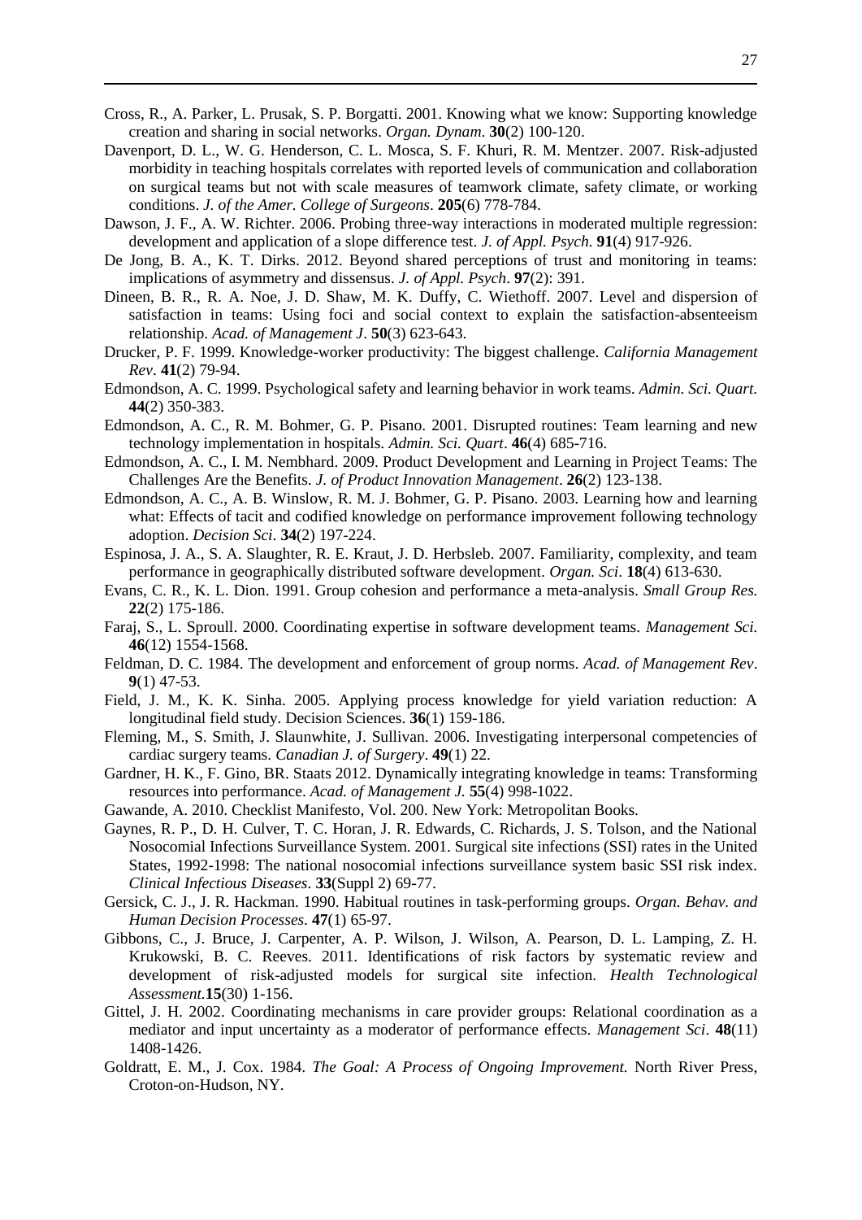Cross, R., A. Parker, L. Prusak, S. P. Borgatti. 2001. Knowing what we know: Supporting knowledge creation and sharing in social networks. *Organ. Dynam*. **30**(2) 100-120.

Davenport, D. L., W. G. Henderson, C. L. Mosca, S. F. Khuri, R. M. Mentzer. 2007. Risk-adjusted morbidity in teaching hospitals correlates with reported levels of communication and collaboration on surgical teams but not with scale measures of teamwork climate, safety climate, or working conditions. *J. of the Amer. College of Surgeons*. **205**(6) 778-784.

Dawson, J. F., A. W. Richter. 2006. Probing three-way interactions in moderated multiple regression: development and application of a slope difference test. *J. of Appl. Psych.* **91**(4) 917-926.

De Jong, B. A., K. T. Dirks. 2012. Beyond shared perceptions of trust and monitoring in teams: implications of asymmetry and dissensus. *J. of Appl. Psych*. **97**(2): 391.

Dineen, B. R., R. A. Noe, J. D. Shaw, M. K. Duffy, C. Wiethoff. 2007. Level and dispersion of satisfaction in teams: Using foci and social context to explain the satisfaction-absenteeism relationship. *Acad. of Management J*. **50**(3) 623-643.

Drucker, P. F. 1999. Knowledge-worker productivity: The biggest challenge. *California Management Rev*. **41**(2) 79-94.

Edmondson, A. C. 1999. Psychological safety and learning behavior in work teams. *Admin. Sci. Quart.* **44**(2) 350-383.

Edmondson, A. C., R. M. Bohmer, G. P. Pisano. 2001. Disrupted routines: Team learning and new technology implementation in hospitals. *Admin. Sci. Quart*. **46**(4) 685-716.

Edmondson, A. C., I. M. Nembhard. 2009. Product Development and Learning in Project Teams: The Challenges Are the Benefits. *J. of Product Innovation Management*. **26**(2) 123-138.

Edmondson, A. C., A. B. Winslow, R. M. J. Bohmer, G. P. Pisano. 2003. Learning how and learning what: Effects of tacit and codified knowledge on performance improvement following technology adoption. *Decision Sci*. **34**(2) 197-224.

Espinosa, J. A., S. A. Slaughter, R. E. Kraut, J. D. Herbsleb. 2007. Familiarity, complexity, and team performance in geographically distributed software development. *Organ. Sci*. **18**(4) 613-630.

Evans, C. R., K. L. Dion. 1991. Group cohesion and performance a meta-analysis. *Small Group Res.* **22**(2) 175-186.

Faraj, S., L. Sproull. 2000. Coordinating expertise in software development teams. *Management Sci.* **46**(12) 1554-1568.

Feldman, D. C. 1984. The development and enforcement of group norms. *Acad. of Management Rev*. **9**(1) 47-53.

Field, J. M., K. K. Sinha. 2005. Applying process knowledge for yield variation reduction: A longitudinal field study. Decision Sciences. **36**(1) 159-186.

Fleming, M., S. Smith, J. Slaunwhite, J. Sullivan. 2006. Investigating interpersonal competencies of cardiac surgery teams. *Canadian J. of Surgery*. **49**(1) 22.

Gardner, H. K., F. Gino, BR. Staats 2012. Dynamically integrating knowledge in teams: Transforming resources into performance. *Acad. of Management J.* **55**(4) 998-1022.

Gawande, A. 2010. Checklist Manifesto, Vol. 200. New York: Metropolitan Books.

Gaynes, R. P., D. H. Culver, T. C. Horan, J. R. Edwards, C. Richards, J. S. Tolson, and the National Nosocomial Infections Surveillance System. 2001. Surgical site infections (SSI) rates in the United States, 1992-1998: The national nosocomial infections surveillance system basic SSI risk index. *Clinical Infectious Diseases*. **33**(Suppl 2) 69-77.

Gersick, C. J., J. R. Hackman. 1990. Habitual routines in task-performing groups. *Organ. Behav. and Human Decision Processes*. **47**(1) 65-97.

Gibbons, C., J. Bruce, J. Carpenter, A. P. Wilson, J. Wilson, A. Pearson, D. L. Lamping, Z. H. Krukowski, B. C. Reeves. 2011. Identifications of risk factors by systematic review and development of risk-adjusted models for surgical site infection. *Health Technological Assessment.***15**(30) 1-156.

Gittel, J. H. 2002. Coordinating mechanisms in care provider groups: Relational coordination as a mediator and input uncertainty as a moderator of performance effects. *Management Sci*. **48**(11) 1408-1426.

Goldratt, E. M., J. Cox. 1984. *The Goal: A Process of Ongoing Improvement.* North River Press, Croton-on-Hudson, NY.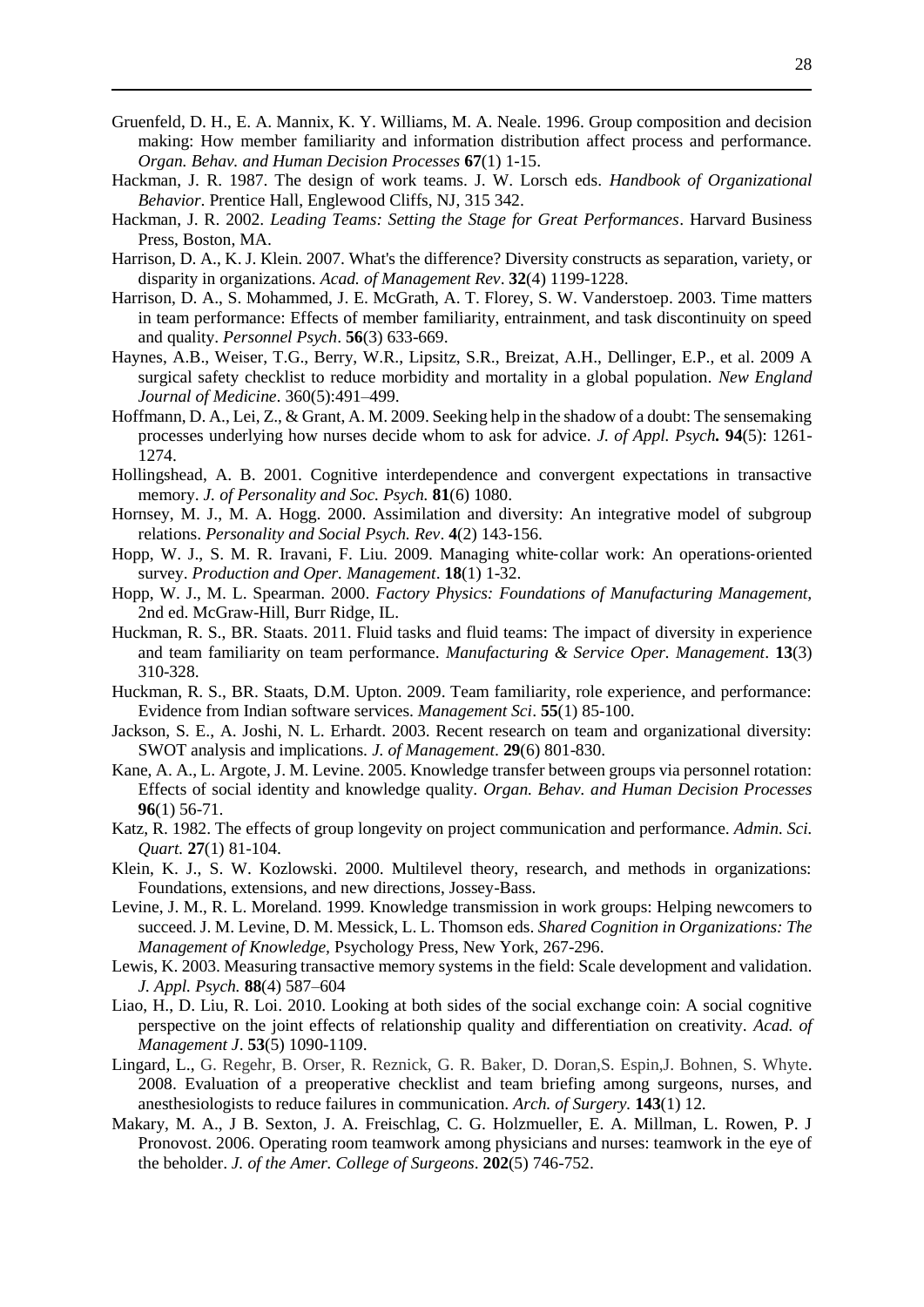Gruenfeld, D. H., E. A. Mannix, K. Y. Williams, M. A. Neale. 1996. Group composition and decision making: How member familiarity and information distribution affect process and performance. *Organ. Behav. and Human Decision Processes* **67**(1) 1-15.

Hackman, J. R. 1987. The design of work teams. J. W. Lorsch eds. *Handbook of Organizational Behavior*. Prentice Hall, Englewood Cliffs, NJ, 315 342.

Hackman, J. R. 2002. *Leading Teams: Setting the Stage for Great Performances*. Harvard Business Press, Boston, MA.

Harrison, D. A., K. J. Klein. 2007. What's the difference? Diversity constructs as separation, variety, or disparity in organizations. *Acad. of Management Rev*. **32**(4) 1199-1228.

Harrison, D. A., S. Mohammed, J. E. McGrath, A. T. Florey, S. W. Vanderstoep. 2003. Time matters in team performance: Effects of member familiarity, entrainment, and task discontinuity on speed and quality. *Personnel Psych*. **56**(3) 633-669.

Haynes, A.B., Weiser, T.G., Berry, W.R., Lipsitz, S.R., Breizat, A.H., Dellinger, E.P., et al. 2009 A surgical safety checklist to reduce morbidity and mortality in a global population. *New England Journal of Medicine*. 360(5):491–499.

Hoffmann, D. A., Lei, Z., & Grant, A. M. 2009. Seeking help in the shadow of a doubt: The sensemaking processes underlying how nurses decide whom to ask for advice. *J. of Appl. Psych.* **94**(5): 1261-1274.

Hollingshead, A. B. 2001. Cognitive interdependence and convergent expectations in transactive memory. *J. of Personality and Soc. Psych.* **81**(6) 1080.

Hornsey, M. J., M. A. Hogg. 2000. Assimilation and diversity: An integrative model of subgroup relations. *Personality and Social Psych. Rev*. **4**(2) 143-156.

Hopp, W. J., S. M. R. Iravani, F. Liu. 2009. Managing white‐collar work: An operations‐oriented survey. *Production and Oper. Management*. **18**(1) 1-32.

Hopp, W. J., M. L. Spearman. 2000. *Factory Physics: Foundations of Manufacturing Management*, 2nd ed. McGraw-Hill, Burr Ridge, IL.

Huckman, R. S., BR. Staats. 2011. Fluid tasks and fluid teams: The impact of diversity in experience and team familiarity on team performance. *Manufacturing & Service Oper. Management*. **13**(3) 310-328.

Huckman, R. S., BR. Staats, D.M. Upton. 2009. Team familiarity, role experience, and performance: Evidence from Indian software services. *Management Sci*. **55**(1) 85-100.

Jackson, S. E., A. Joshi, N. L. Erhardt. 2003. Recent research on team and organizational diversity: SWOT analysis and implications. *J. of Management*. **29**(6) 801-830.

Kane, A. A., L. Argote, J. M. Levine. 2005. Knowledge transfer between groups via personnel rotation: Effects of social identity and knowledge quality. *Organ. Behav. and Human Decision Processes* **96**(1) 56-71.

Katz, R. 1982. The effects of group longevity on project communication and performance. *Admin. Sci. Quart.* **27**(1) 81-104.

Klein, K. J., S. W. Kozlowski. 2000. Multilevel theory, research, and methods in organizations: Foundations, extensions, and new directions, Jossey-Bass.

Levine, J. M., R. L. Moreland. 1999. Knowledge transmission in work groups: Helping newcomers to succeed. J. M. Levine, D. M. Messick, L. L. Thomson eds. *Shared Cognition in Organizations: The Management of Knowledge*, Psychology Press, New York, 267-296.

Lewis, K. 2003. Measuring transactive memory systems in the field: Scale development and validation. *J. Appl. Psych.* **88**(4) 587–604

Liao, H., D. Liu, R. Loi. 2010. Looking at both sides of the social exchange coin: A social cognitive perspective on the joint effects of relationship quality and differentiation on creativity. *Acad. of Management J*. **53**(5) 1090-1109.

Lingard, L., G. Regehr, B. Orser, R. Reznick, G. R. Baker, D. Doran,S. Espin,J. Bohnen, S. Whyte. 2008. Evaluation of a preoperative checklist and team briefing among surgeons, nurses, and anesthesiologists to reduce failures in communication. *Arch. of Surgery.* **143**(1) 12.

Makary, M. A., J B. Sexton, J. A. Freischlag, C. G. Holzmueller, E. A. Millman, L. Rowen, P. J Pronovost. 2006. Operating room teamwork among physicians and nurses: teamwork in the eye of the beholder. *J. of the Amer. College of Surgeons*. **202**(5) 746-752.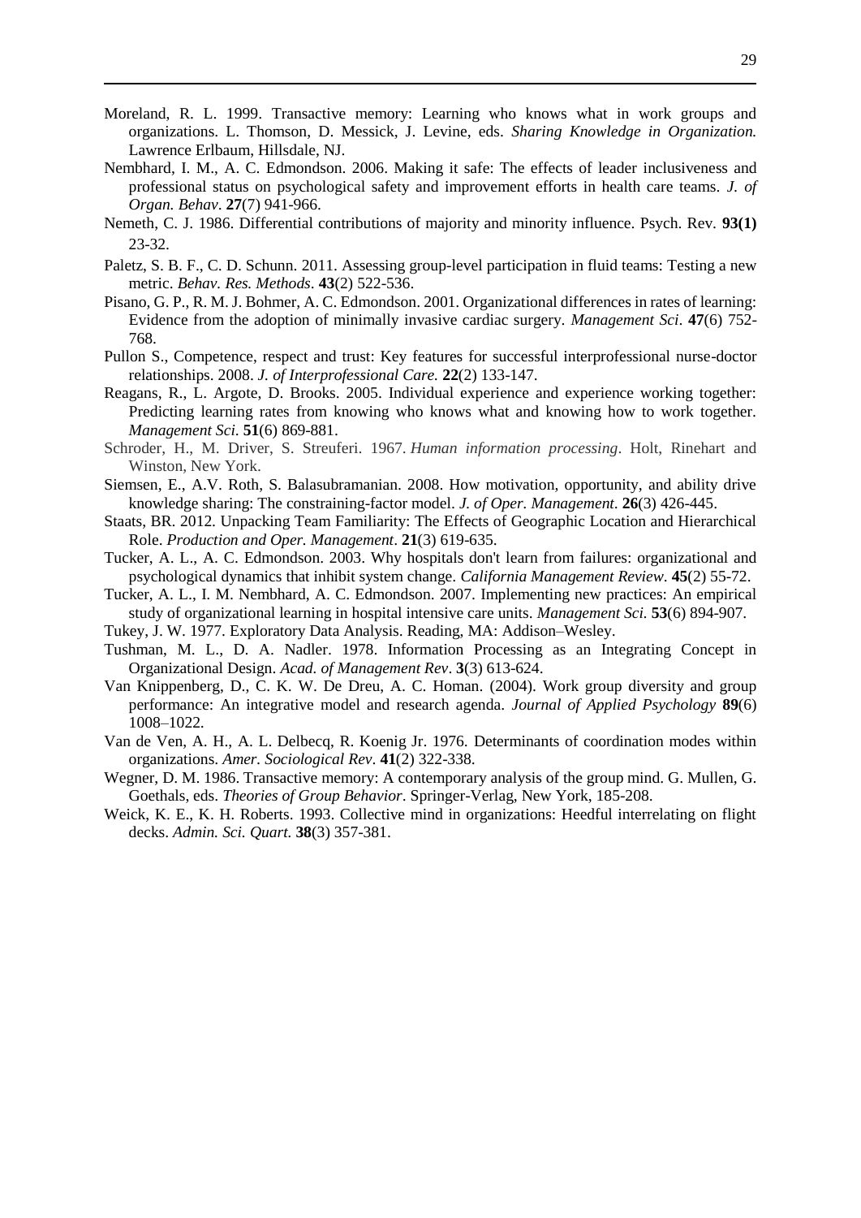Moreland, R. L. 1999. Transactive memory: Learning who knows what in work groups and organizations. L. Thomson, D. Messick, J. Levine, eds. *Sharing Knowledge in Organization.* Lawrence Erlbaum, Hillsdale, NJ.

Nembhard, I. M., A. C. Edmondson. 2006. Making it safe: The effects of leader inclusiveness and professional status on psychological safety and improvement efforts in health care teams. *J. of Organ. Behav*. **27**(7) 941-966.

Nemeth, C. J. 1986. Differential contributions of majority and minority influence. Psych. Rev. **93(1)** 23-32.

Paletz, S. B. F., C. D. Schunn. 2011. Assessing group-level participation in fluid teams: Testing a new metric. *Behav. Res. Methods*. **43**(2) 522-536.

Pisano, G. P., R. M. J. Bohmer, A. C. Edmondson. 2001. Organizational differences in rates of learning: Evidence from the adoption of minimally invasive cardiac surgery. *Management Sci*. **47**(6) 752-768.

Pullon S., Competence, respect and trust: Key features for successful interprofessional nurse-doctor relationships. 2008. *J. of Interprofessional Care.* **22**(2) 133-147.

Reagans, R., L. Argote, D. Brooks. 2005. Individual experience and experience working together: Predicting learning rates from knowing who knows what and knowing how to work together. *Management Sci.* **51**(6) 869-881.

Schroder, H., M. Driver, S. Streuferi. 1967. *Human information processing*. Holt, Rinehart and Winston, New York.

Siemsen, E., A.V. Roth, S. Balasubramanian. 2008. How motivation, opportunity, and ability drive knowledge sharing: The constraining-factor model. *J. of Oper. Management*. **26**(3) 426-445.

Staats, BR. 2012. Unpacking Team Familiarity: The Effects of Geographic Location and Hierarchical Role. *Production and Oper. Management*. **21**(3) 619-635.

Tucker, A. L., A. C. Edmondson. 2003. Why hospitals don't learn from failures: organizational and psychological dynamics that inhibit system change. *California Management Review*. **45**(2) 55-72.

Tucker, A. L., I. M. Nembhard, A. C. Edmondson. 2007. Implementing new practices: An empirical study of organizational learning in hospital intensive care units. *Management Sci.* **53**(6) 894-907.

Tukey, J. W. 1977. Exploratory Data Analysis. Reading, MA: Addison–Wesley.

Tushman, M. L., D. A. Nadler. 1978. Information Processing as an Integrating Concept in Organizational Design. *Acad. of Management Rev*. **3**(3) 613-624.

Van Knippenberg, D., C. K. W. De Dreu, A. C. Homan. (2004). Work group diversity and group performance: An integrative model and research agenda. *Journal of Applied Psychology* **89**(6) 1008–1022.

Van de Ven, A. H., A. L. Delbecq, R. Koenig Jr. 1976. Determinants of coordination modes within organizations. *Amer. Sociological Rev*. **41**(2) 322-338.

Wegner, D. M. 1986. Transactive memory: A contemporary analysis of the group mind. G. Mullen, G. Goethals, eds. *Theories of Group Behavior*. Springer-Verlag, New York, 185-208.

Weick, K. E., K. H. Roberts. 1993. Collective mind in organizations: Heedful interrelating on flight decks. *Admin. Sci. Quart.* **38**(3) 357-381.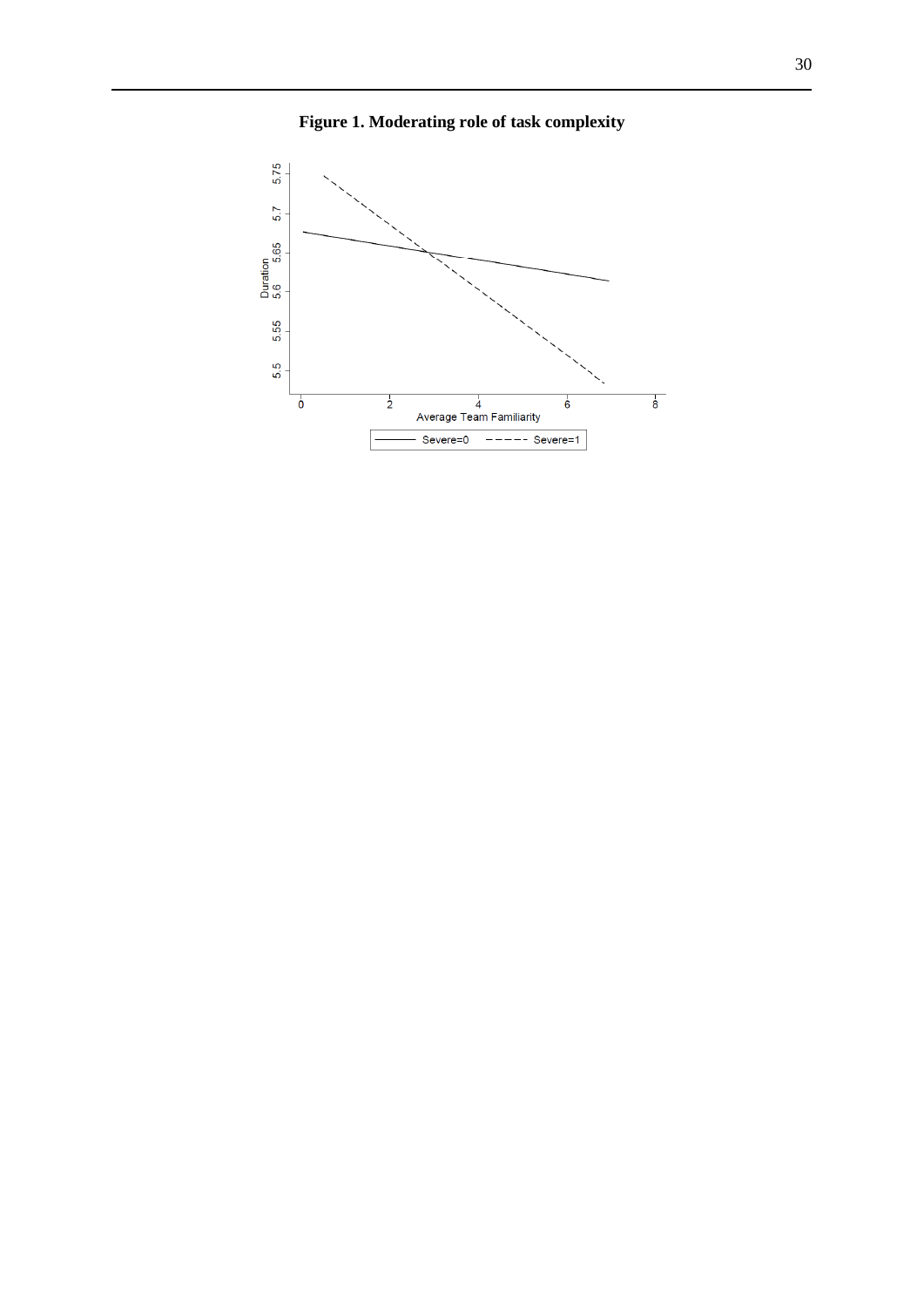**Figure 1. Moderating role of task complexity**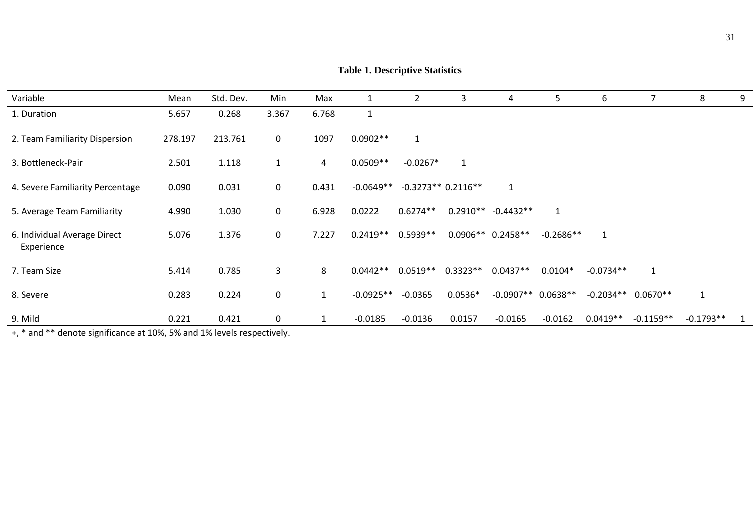**Table 1. Descriptive Statistics**

| Variable | Mean | Std. Dev. | Min | Max | 1 | 2 | 3 | 4 | 5 | 6 | 7 | 8 | 9 |
|---|---|---|---|---|---|---|---|---|---|---|---|---|---|
| 1. Duration | 5.657 | 0.268 | 3.367 | 6.768 | 1 | | | | | | | | |
| 2. Team Familiarity Dispersion | 278.197 | 213.761 | 0 | 1097 | 0.0902** | 1 | | | | | | | |
| 3. Bottleneck-Pair | 2.501 | 1.118 | 1 | 4 | 0.0509** | -0.0267* | 1 | | | | | | |
| 4. Severe Familiarity Percentage | 0.090 | 0.031 | 0 | 0.431 | -0.0649** | -0.3273** | 0.2116** | 1 | | | | | |
| 5. Average Team Familiarity | 4.990 | 1.030 | 0 | 6.928 | 0.0222 | 0.6274** | 0.2910** | -0.4432** | 1 | | | | |
| 6. Individual Average Direct Experience | 5.076 | 1.376 | 0 | 7.227 | 0.2419** | 0.5939** | 0.0906** | 0.2458** | -0.2686** | 1 | | | |
| 7. Team Size | 5.414 | 0.785 | 3 | 8 | 0.0442** | 0.0519** | 0.3323** | 0.0437** | 0.0104* | -0.0734** | 1 | | |
| 8. Severe | 0.283 | 0.224 | 0 | 1 | -0.0925** | -0.0365 | 0.0536* | -0.0907** | 0.0638** | -0.2034** | 0.0670** | 1 | |
| 9. Mild | 0.221 | 0.421 | 0 | 1 | -0.0185 | -0.0136 | 0.0157 | -0.0165 | -0.0162 | 0.0419** | -0.1159** | -0.1793** | 1 |

+, * and ** denote significance at 10%, 5% and 1% levels respectively.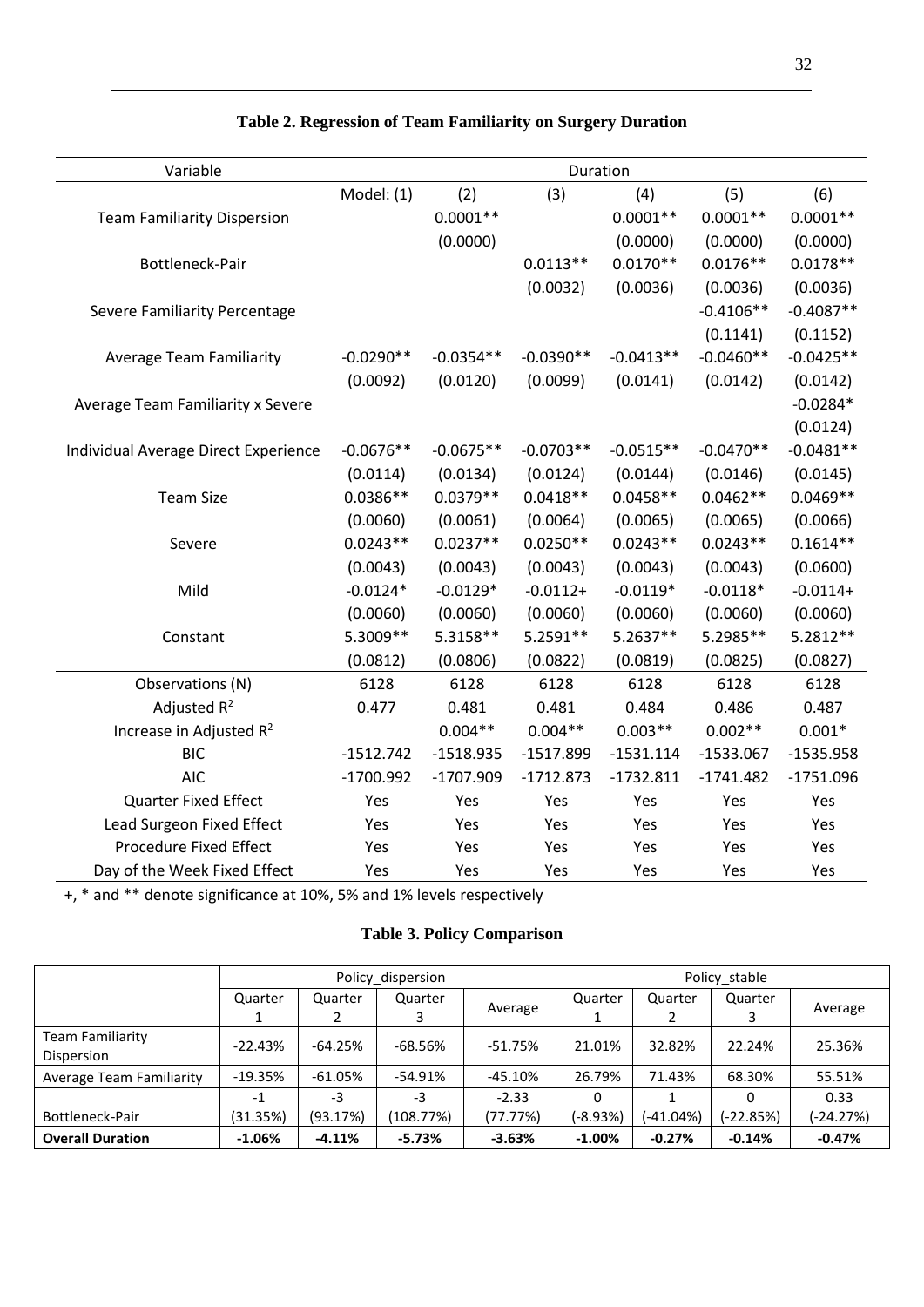**Table 2. Regression of Team Familiarity on Surgery Duration**

| Variable | Duration | | | | | |
|---|---|---|---|---|---|---|
| | Model: (1) | (2) | (3) | (4) | (5) | (6) |
| Team Familiarity Dispersion | | 0.0001** | | 0.0001** | 0.0001** | 0.0001** |
| | | (0.0000) | | (0.0000) | (0.0000) | (0.0000) |
| Bottleneck-Pair | | | 0.0113** | 0.0170** | 0.0176** | 0.0178** |
| | | | (0.0032) | (0.0036) | (0.0036) | (0.0036) |
| Severe Familiarity Percentage | | | | | -0.4106** | -0.4087** |
| | | | | | (0.1141) | (0.1152) |
| Average Team Familiarity | -0.0290** | -0.0354** | -0.0390** | -0.0413** | -0.0460** | -0.0425** |
| | (0.0092) | (0.0120) | (0.0099) | (0.0141) | (0.0142) | (0.0142) |
| Average Team Familiarity x Severe | | | | | | -0.0284* |
| | | | | | | (0.0124) |
| Individual Average Direct Experience | -0.0676** | -0.0675** | -0.0703** | -0.0515** | -0.0470** | -0.0481** |
| | (0.0114) | (0.0134) | (0.0124) | (0.0144) | (0.0146) | (0.0145) |
| Team Size | 0.0386** | 0.0379** | 0.0418** | 0.0458** | 0.0462** | 0.0469** |
| | (0.0060) | (0.0061) | (0.0064) | (0.0065) | (0.0065) | (0.0066) |
| Severe | 0.0243** | 0.0237** | 0.0250** | 0.0243** | 0.0243** | 0.1614** |
| | (0.0043) | (0.0043) | (0.0043) | (0.0043) | (0.0043) | (0.0600) |
| Mild | -0.0124* | -0.0129* | -0.0112+ | -0.0119* | -0.0118* | -0.0114+ |
| | (0.0060) | (0.0060) | (0.0060) | (0.0060) | (0.0060) | (0.0060) |
| Constant | 5.3009** | 5.3158** | 5.2591** | 5.2637** | 5.2985** | 5.2812** |
| | (0.0812) | (0.0806) | (0.0822) | (0.0819) | (0.0825) | (0.0827) |
| Observations (N) | 6128 | 6128 | 6128 | 6128 | 6128 | 6128 |
| Adjusted $R^2$ | 0.477 | 0.481 | 0.481 | 0.484 | 0.486 | 0.487 |
| Increase in Adjusted $R^2$ | | 0.004** | 0.004** | 0.003** | 0.002** | 0.001* |
| BIC | -1512.742 | -1518.935 | -1517.899 | -1531.114 | -1533.067 | -1535.958 |
| AIC | -1700.992 | -1707.909 | -1712.873 | -1732.811 | -1741.482 | -1751.096 |
| Quarter Fixed Effect | Yes | Yes | Yes | Yes | Yes | Yes |
| Lead Surgeon Fixed Effect | Yes | Yes | Yes | Yes | Yes | Yes |
| Procedure Fixed Effect | Yes | Yes | Yes | Yes | Yes | Yes |
| Day of the Week Fixed Effect | Yes | Yes | Yes | Yes | Yes | Yes |

+, * and ** denote significance at 10%, 5% and 1% levels respectively

**Table 3. Policy Comparison**

| | Policy_dispersion | | | | Policy_stable | | | |
|---|---|---|---|---|---|---|---|---|
| | Quarter 1 | Quarter 2 | Quarter 3 | Average | Quarter 1 | Quarter 2 | Quarter 3 | Average |
| Team Familiarity Dispersion | -22.43% | -64.25% | -68.56% | -51.75% | 21.01% | 32.82% | 22.24% | 25.36% |
| Average Team Familiarity | -19.35% | -61.05% | -54.91% | -45.10% | 26.79% | 71.43% | 68.30% | 55.51% |
| Bottleneck-Pair | -1 (31.35%) | -3 (93.17%) | -3 (108.77%) | -2.33 (77.77%) | 0 (-8.93%) | 1 (-41.04%) | 0 (-22.85%) | 0.33 (-24.27%) |
| **Overall Duration** | **-1.06%** | **-4.11%** | **-5.73%** | **-3.63%** | **-1.00%** | **-0.27%** | **-0.14%** | **-0.47%** |